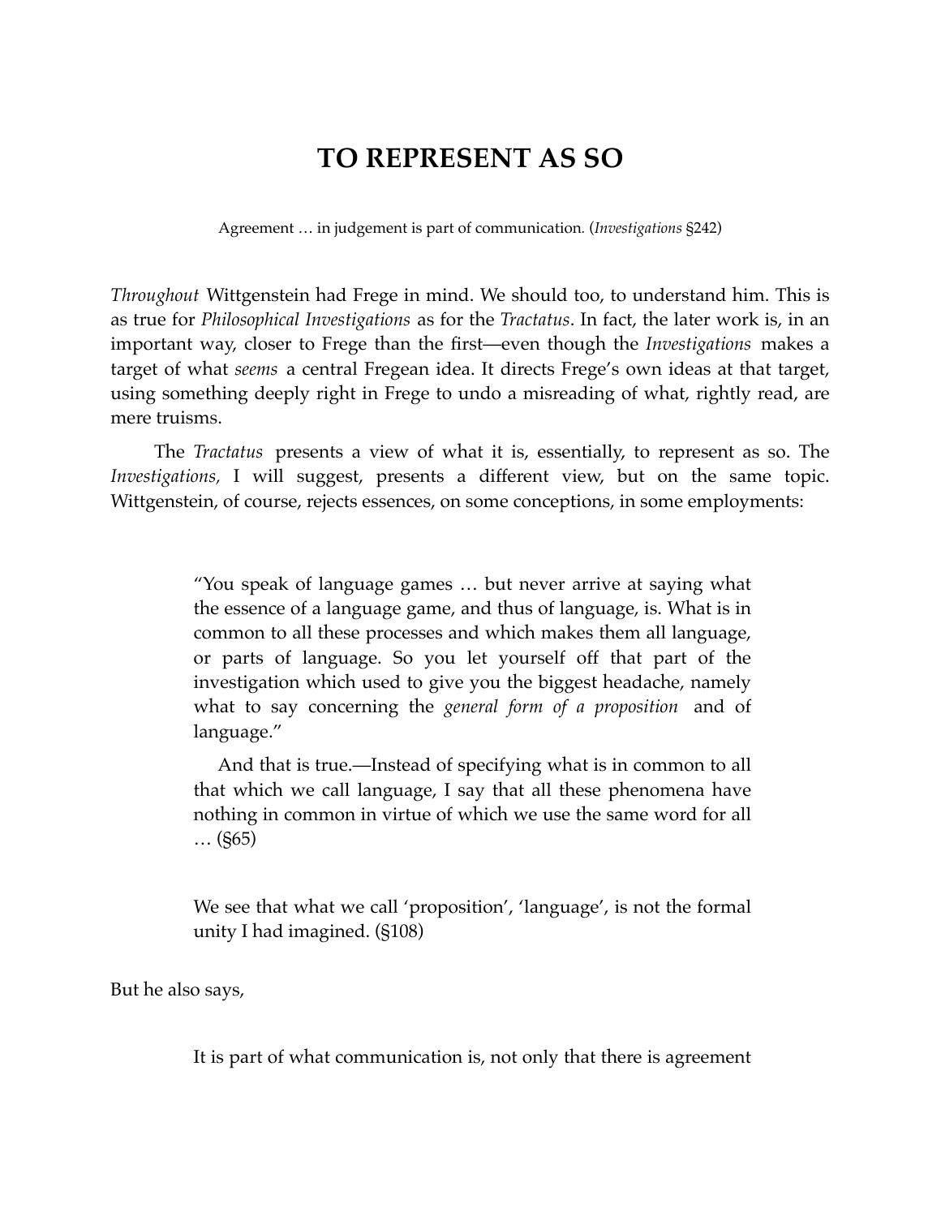# TO REPRESENT AS SO

Agreement … in judgement is part of communication. (*Investigations* §242)

*Throughout* Wittgenstein had Frege in mind. We should too, to understand him. This is as true for *Philosophical Investigations* as for the *Tractatus*. In fact, the later work is, in an important way, closer to Frege than the first—even though the *Investigations* makes a target of what *seems* a central Fregean idea. It directs Frege's own ideas at that target, using something deeply right in Frege to undo a misreading of what, rightly read, are mere truisms.

The *Tractatus* presents a view of what it is, essentially, to represent as so. The *Investigations,* I will suggest, presents a different view, but on the same topic. Wittgenstein, of course, rejects essences, on some conceptions, in some employments:

> "You speak of language games … but never arrive at saying what the essence of a language game, and thus of language, is. What is in common to all these processes and which makes them all language, or parts of language. So you let yourself off that part of the investigation which used to give you the biggest headache, namely what to say concerning the *general form of a proposition* and of language."
>
> And that is true.—Instead of specifying what is in common to all that which we call language, I say that all these phenomena have nothing in common in virtue of which we use the same word for all … (§65)

> We see that what we call 'proposition', 'language', is not the formal unity I had imagined. (§108)

But he also says,

> It is part of what communication is, not only that there is agreement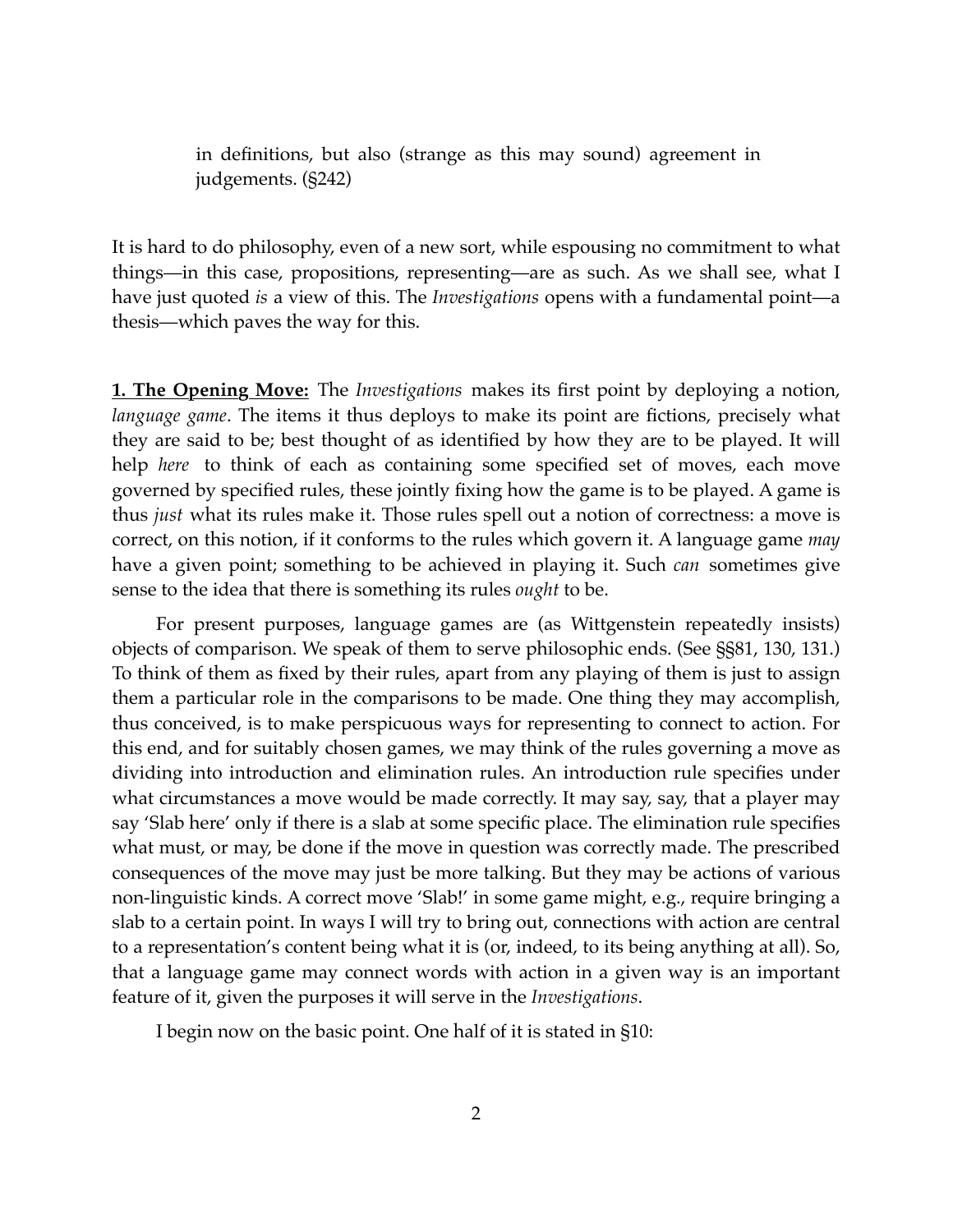> in definitions, but also (strange as this may sound) agreement in judgements. (§242)

It is hard to do philosophy, even of a new sort, while espousing no commitment to what things—in this case, propositions, representing—are as such. As we shall see, what I have just quoted *is* a view of this. The *Investigations* opens with a fundamental point—a thesis—which paves the way for this.

**1. The Opening Move:** The *Investigations* makes its first point by deploying a notion, *language game*. The items it thus deploys to make its point are fictions, precisely what they are said to be; best thought of as identified by how they are to be played. It will help *here* to think of each as containing some specified set of moves, each move governed by specified rules, these jointly fixing how the game is to be played. A game is thus *just* what its rules make it. Those rules spell out a notion of correctness: a move is correct, on this notion, if it conforms to the rules which govern it. A language game *may* have a given point; something to be achieved in playing it. Such *can* sometimes give sense to the idea that there is something its rules *ought* to be.

For present purposes, language games are (as Wittgenstein repeatedly insists) objects of comparison. We speak of them to serve philosophic ends. (See §§81, 130, 131.) To think of them as fixed by their rules, apart from any playing of them is just to assign them a particular role in the comparisons to be made. One thing they may accomplish, thus conceived, is to make perspicuous ways for representing to connect to action. For this end, and for suitably chosen games, we may think of the rules governing a move as dividing into introduction and elimination rules. An introduction rule specifies under what circumstances a move would be made correctly. It may say, say, that a player may say 'Slab here' only if there is a slab at some specific place. The elimination rule specifies what must, or may, be done if the move in question was correctly made. The prescribed consequences of the move may just be more talking. But they may be actions of various non-linguistic kinds. A correct move 'Slab!' in some game might, e.g., require bringing a slab to a certain point. In ways I will try to bring out, connections with action are central to a representation's content being what it is (or, indeed, to its being anything at all). So, that a language game may connect words with action in a given way is an important feature of it, given the purposes it will serve in the *Investigations*.

I begin now on the basic point. One half of it is stated in §10: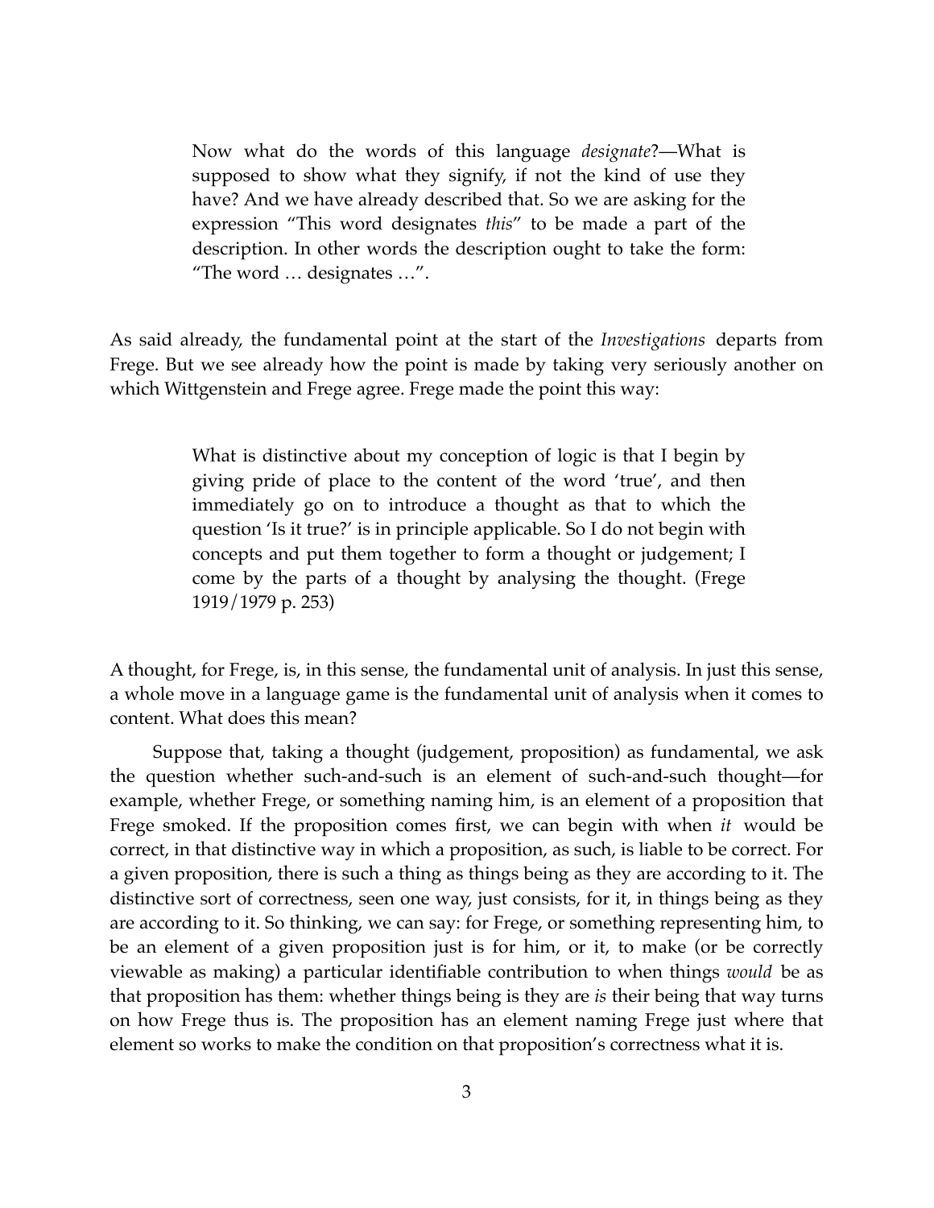> Now what do the words of this language *designate*?—What is supposed to show what they signify, if not the kind of use they have? And we have already described that. So we are asking for the expression "This word designates *this*" to be made a part of the description. In other words the description ought to take the form: "The word … designates …".

As said already, the fundamental point at the start of the *Investigations* departs from Frege. But we see already how the point is made by taking very seriously another on which Wittgenstein and Frege agree. Frege made the point this way:

> What is distinctive about my conception of logic is that I begin by giving pride of place to the content of the word 'true', and then immediately go on to introduce a thought as that to which the question 'Is it true?' is in principle applicable. So I do not begin with concepts and put them together to form a thought or judgement; I come by the parts of a thought by analysing the thought. (Frege 1919/1979 p. 253)

A thought, for Frege, is, in this sense, the fundamental unit of analysis. In just this sense, a whole move in a language game is the fundamental unit of analysis when it comes to content. What does this mean?

Suppose that, taking a thought (judgement, proposition) as fundamental, we ask the question whether such-and-such is an element of such-and-such thought—for example, whether Frege, or something naming him, is an element of a proposition that Frege smoked. If the proposition comes first, we can begin with when *it* would be correct, in that distinctive way in which a proposition, as such, is liable to be correct. For a given proposition, there is such a thing as things being as they are according to it. The distinctive sort of correctness, seen one way, just consists, for it, in things being as they are according to it. So thinking, we can say: for Frege, or something representing him, to be an element of a given proposition just is for him, or it, to make (or be correctly viewable as making) a particular identifiable contribution to when things *would* be as that proposition has them: whether things being is they are *is* their being that way turns on how Frege thus is. The proposition has an element naming Frege just where that element so works to make the condition on that proposition's correctness what it is.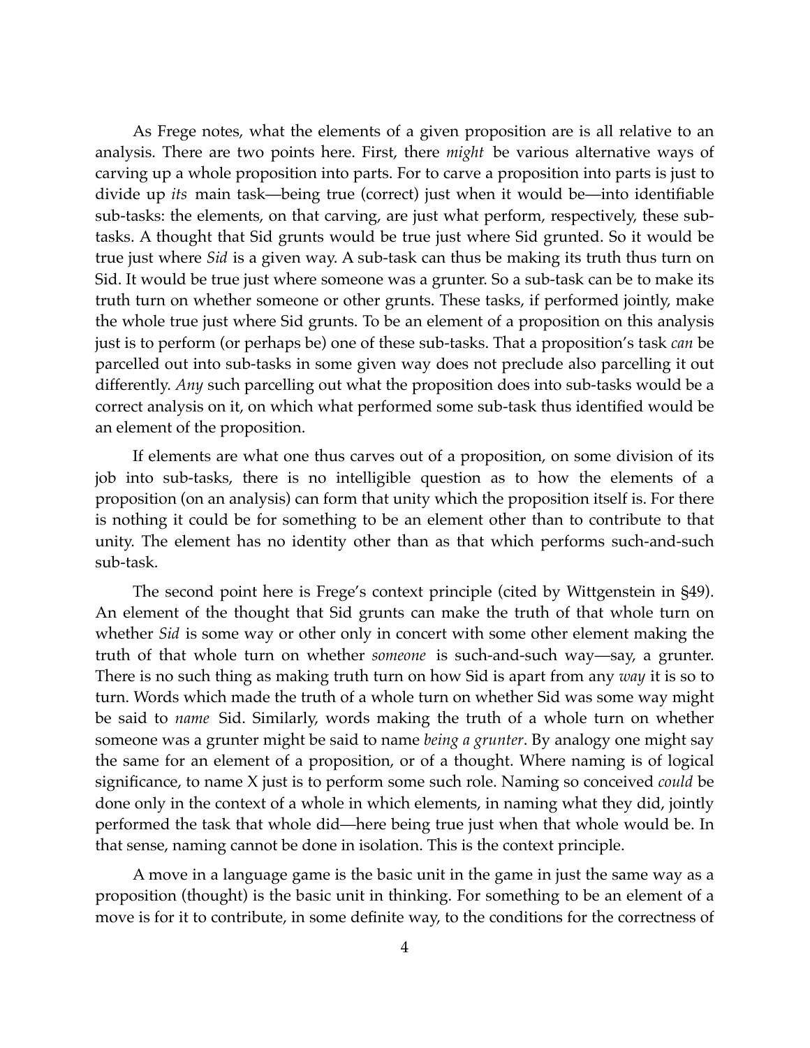As Frege notes, what the elements of a given proposition are is all relative to an analysis. There are two points here. First, there *might* be various alternative ways of carving up a whole proposition into parts. For to carve a proposition into parts is just to divide up *its* main task—being true (correct) just when it would be—into identifiable sub-tasks: the elements, on that carving, are just what perform, respectively, these sub-tasks. A thought that Sid grunts would be true just where Sid grunted. So it would be true just where *Sid* is a given way. A sub-task can thus be making its truth thus turn on Sid. It would be true just where someone was a grunter. So a sub-task can be to make its truth turn on whether someone or other grunts. These tasks, if performed jointly, make the whole true just where Sid grunts. To be an element of a proposition on this analysis just is to perform (or perhaps be) one of these sub-tasks. That a proposition's task *can* be parcelled out into sub-tasks in some given way does not preclude also parcelling it out differently. *Any* such parcelling out what the proposition does into sub-tasks would be a correct analysis on it, on which what performed some sub-task thus identified would be an element of the proposition.

If elements are what one thus carves out of a proposition, on some division of its job into sub-tasks, there is no intelligible question as to how the elements of a proposition (on an analysis) can form that unity which the proposition itself is. For there is nothing it could be for something to be an element other than to contribute to that unity. The element has no identity other than as that which performs such-and-such sub-task.

The second point here is Frege's context principle (cited by Wittgenstein in §49). An element of the thought that Sid grunts can make the truth of that whole turn on whether *Sid* is some way or other only in concert with some other element making the truth of that whole turn on whether *someone* is such-and-such way—say, a grunter. There is no such thing as making truth turn on how Sid is apart from any *way* it is so to turn. Words which made the truth of a whole turn on whether Sid was some way might be said to *name* Sid. Similarly, words making the truth of a whole turn on whether someone was a grunter might be said to name *being a grunter*. By analogy one might say the same for an element of a proposition, or of a thought. Where naming is of logical significance, to name X just is to perform some such role. Naming so conceived *could* be done only in the context of a whole in which elements, in naming what they did, jointly performed the task that whole did—here being true just when that whole would be. In that sense, naming cannot be done in isolation. This is the context principle.

A move in a language game is the basic unit in the game in just the same way as a proposition (thought) is the basic unit in thinking. For something to be an element of a move is for it to contribute, in some definite way, to the conditions for the correctness of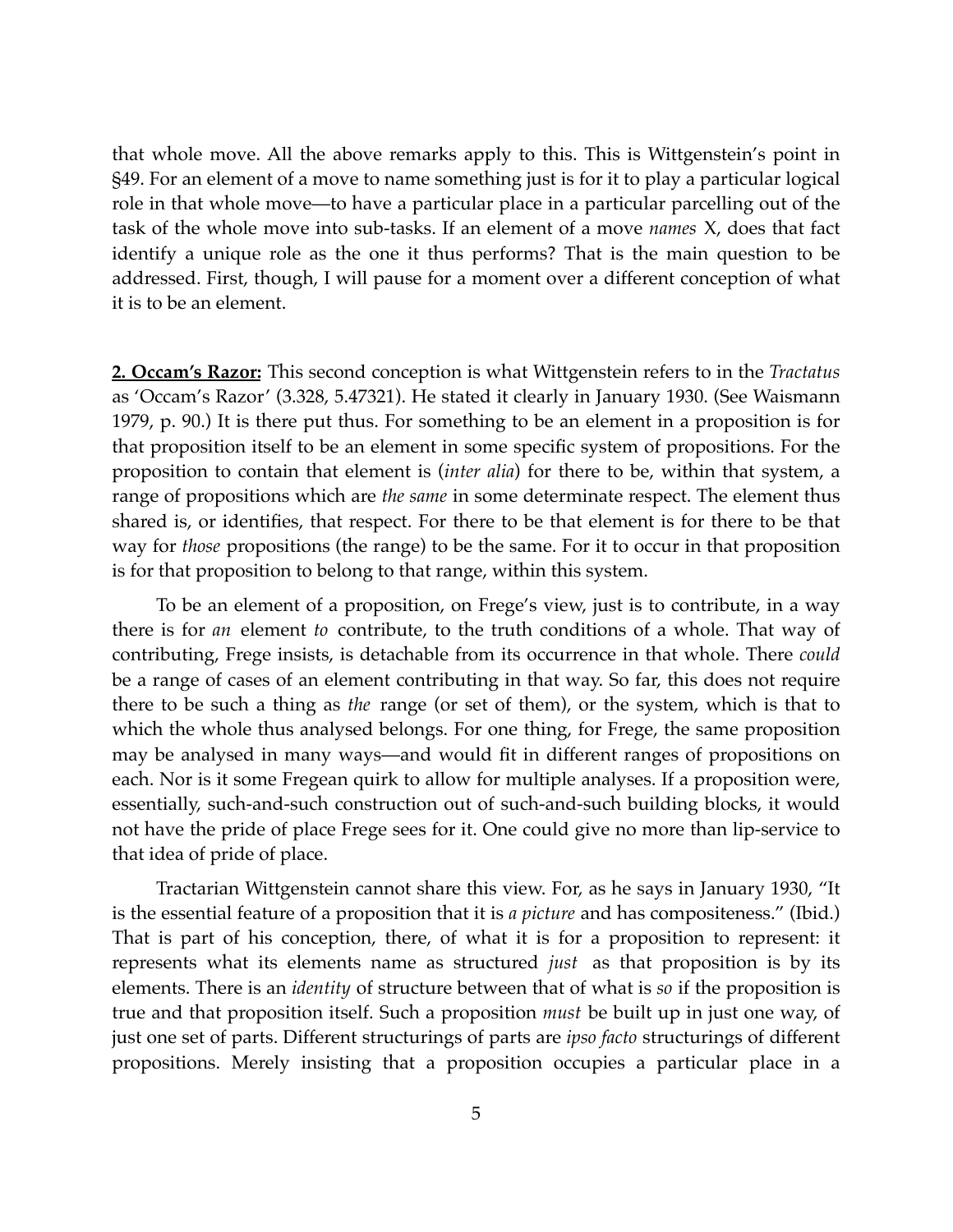that whole move. All the above remarks apply to this. This is Wittgenstein's point in §49. For an element of a move to name something just is for it to play a particular logical role in that whole move—to have a particular place in a particular parcelling out of the task of the whole move into sub-tasks. If an element of a move *names* X, does that fact identify a unique role as the one it thus performs? That is the main question to be addressed. First, though, I will pause for a moment over a different conception of what it is to be an element.

**2. Occam's Razor:** This second conception is what Wittgenstein refers to in the *Tractatus* as 'Occam's Razor' (3.328, 5.47321). He stated it clearly in January 1930. (See Waismann 1979, p. 90.) It is there put thus. For something to be an element in a proposition is for that proposition itself to be an element in some specific system of propositions. For the proposition to contain that element is (*inter alia*) for there to be, within that system, a range of propositions which are *the same* in some determinate respect. The element thus shared is, or identifies, that respect. For there to be that element is for there to be that way for *those* propositions (the range) to be the same. For it to occur in that proposition is for that proposition to belong to that range, within this system.

To be an element of a proposition, on Frege's view, just is to contribute, in a way there is for *an* element *to* contribute, to the truth conditions of a whole. That way of contributing, Frege insists, is detachable from its occurrence in that whole. There *could* be a range of cases of an element contributing in that way. So far, this does not require there to be such a thing as *the* range (or set of them), or the system, which is that to which the whole thus analysed belongs. For one thing, for Frege, the same proposition may be analysed in many ways—and would fit in different ranges of propositions on each. Nor is it some Fregean quirk to allow for multiple analyses. If a proposition were, essentially, such-and-such construction out of such-and-such building blocks, it would not have the pride of place Frege sees for it. One could give no more than lip-service to that idea of pride of place.

Tractarian Wittgenstein cannot share this view. For, as he says in January 1930, "It is the essential feature of a proposition that it is *a picture* and has compositeness." (Ibid.) That is part of his conception, there, of what it is for a proposition to represent: it represents what its elements name as structured *just* as that proposition is by its elements. There is an *identity* of structure between that of what is *so* if the proposition is true and that proposition itself. Such a proposition *must* be built up in just one way, of just one set of parts. Different structurings of parts are *ipso facto* structurings of different propositions. Merely insisting that a proposition occupies a particular place in a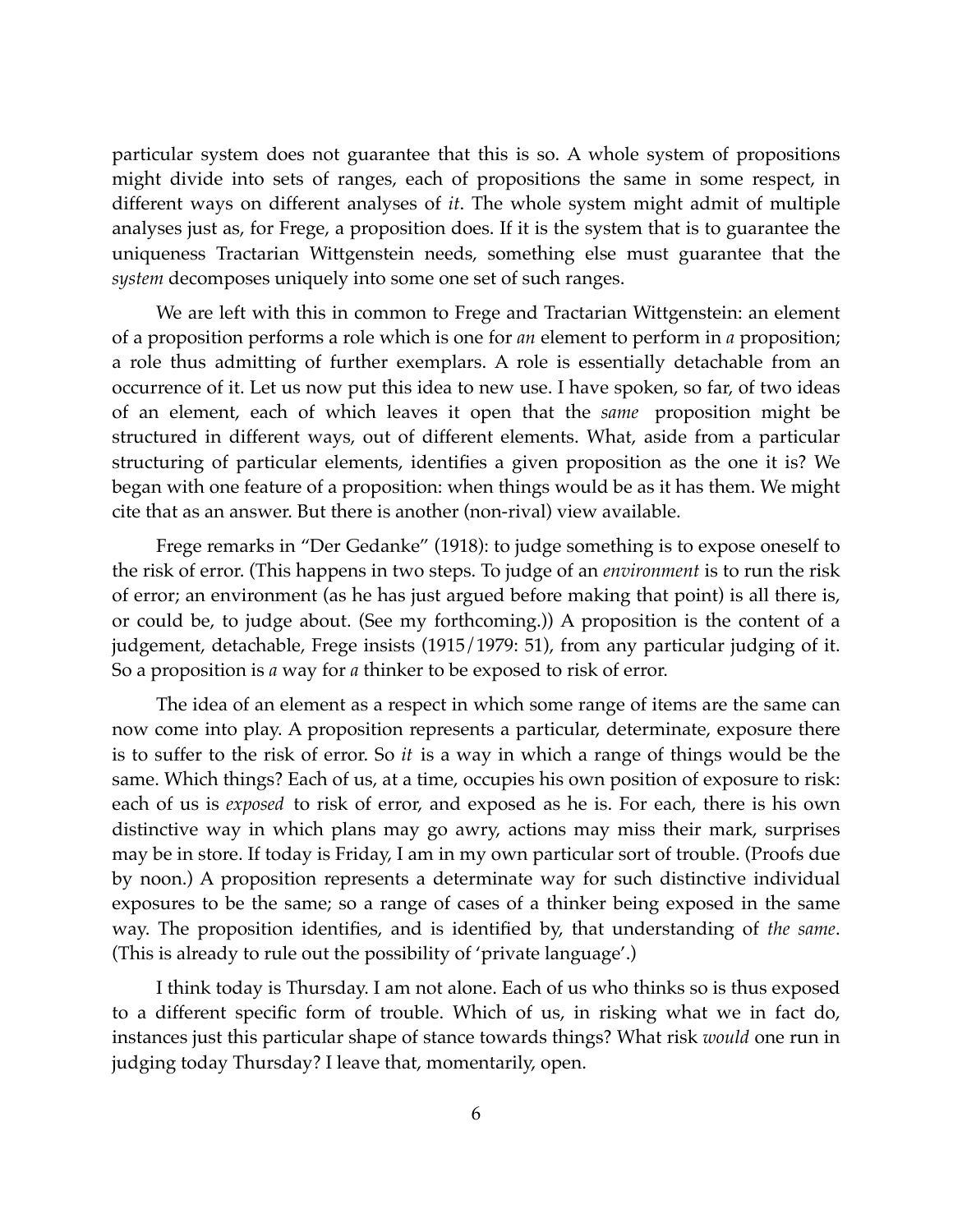particular system does not guarantee that this is so. A whole system of propositions might divide into sets of ranges, each of propositions the same in some respect, in different ways on different analyses of *it*. The whole system might admit of multiple analyses just as, for Frege, a proposition does. If it is the system that is to guarantee the uniqueness Tractarian Wittgenstein needs, something else must guarantee that the *system* decomposes uniquely into some one set of such ranges.

We are left with this in common to Frege and Tractarian Wittgenstein: an element of a proposition performs a role which is one for *an* element to perform in *a* proposition; a role thus admitting of further exemplars. A role is essentially detachable from an occurrence of it. Let us now put this idea to new use. I have spoken, so far, of two ideas of an element, each of which leaves it open that the *same* proposition might be structured in different ways, out of different elements. What, aside from a particular structuring of particular elements, identifies a given proposition as the one it is? We began with one feature of a proposition: when things would be as it has them. We might cite that as an answer. But there is another (non-rival) view available.

Frege remarks in "Der Gedanke" (1918): to judge something is to expose oneself to the risk of error. (This happens in two steps. To judge of an *environment* is to run the risk of error; an environment (as he has just argued before making that point) is all there is, or could be, to judge about. (See my forthcoming.)) A proposition is the content of a judgement, detachable, Frege insists (1915/1979: 51), from any particular judging of it. So a proposition is *a* way for *a* thinker to be exposed to risk of error.

The idea of an element as a respect in which some range of items are the same can now come into play. A proposition represents a particular, determinate, exposure there is to suffer to the risk of error. So *it* is a way in which a range of things would be the same. Which things? Each of us, at a time, occupies his own position of exposure to risk: each of us is *exposed* to risk of error, and exposed as he is. For each, there is his own distinctive way in which plans may go awry, actions may miss their mark, surprises may be in store. If today is Friday, I am in my own particular sort of trouble. (Proofs due by noon.) A proposition represents a determinate way for such distinctive individual exposures to be the same; so a range of cases of a thinker being exposed in the same way. The proposition identifies, and is identified by, that understanding of *the same*. (This is already to rule out the possibility of 'private language'.)

I think today is Thursday. I am not alone. Each of us who thinks so is thus exposed to a different specific form of trouble. Which of us, in risking what we in fact do, instances just this particular shape of stance towards things? What risk *would* one run in judging today Thursday? I leave that, momentarily, open.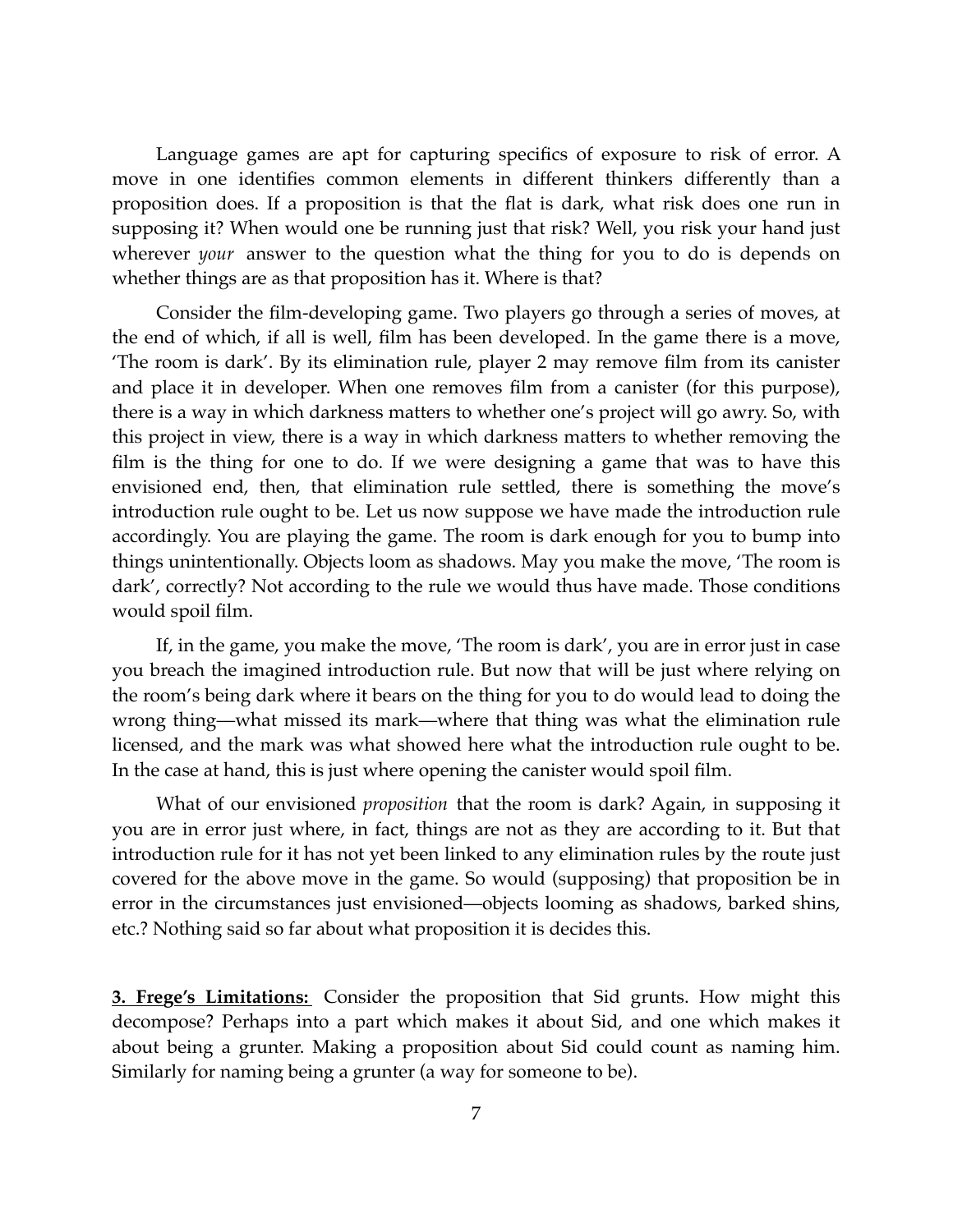Language games are apt for capturing specifics of exposure to risk of error. A move in one identifies common elements in different thinkers differently than a proposition does. If a proposition is that the flat is dark, what risk does one run in supposing it? When would one be running just that risk? Well, you risk your hand just wherever *your* answer to the question what the thing for you to do is depends on whether things are as that proposition has it. Where is that?

Consider the film-developing game. Two players go through a series of moves, at the end of which, if all is well, film has been developed. In the game there is a move, 'The room is dark'. By its elimination rule, player 2 may remove film from its canister and place it in developer. When one removes film from a canister (for this purpose), there is a way in which darkness matters to whether one's project will go awry. So, with this project in view, there is a way in which darkness matters to whether removing the film is the thing for one to do. If we were designing a game that was to have this envisioned end, then, that elimination rule settled, there is something the move's introduction rule ought to be. Let us now suppose we have made the introduction rule accordingly. You are playing the game. The room is dark enough for you to bump into things unintentionally. Objects loom as shadows. May you make the move, 'The room is dark', correctly? Not according to the rule we would thus have made. Those conditions would spoil film.

If, in the game, you make the move, 'The room is dark', you are in error just in case you breach the imagined introduction rule. But now that will be just where relying on the room's being dark where it bears on the thing for you to do would lead to doing the wrong thing—what missed its mark—where that thing was what the elimination rule licensed, and the mark was what showed here what the introduction rule ought to be. In the case at hand, this is just where opening the canister would spoil film.

What of our envisioned *proposition* that the room is dark? Again, in supposing it you are in error just where, in fact, things are not as they are according to it. But that introduction rule for it has not yet been linked to any elimination rules by the route just covered for the above move in the game. So would (supposing) that proposition be in error in the circumstances just envisioned—objects looming as shadows, barked shins, etc.? Nothing said so far about what proposition it is decides this.

**<u>3. Frege's Limitations:</u>** Consider the proposition that Sid grunts. How might this decompose? Perhaps into a part which makes it about Sid, and one which makes it about being a grunter. Making a proposition about Sid could count as naming him. Similarly for naming being a grunter (a way for someone to be).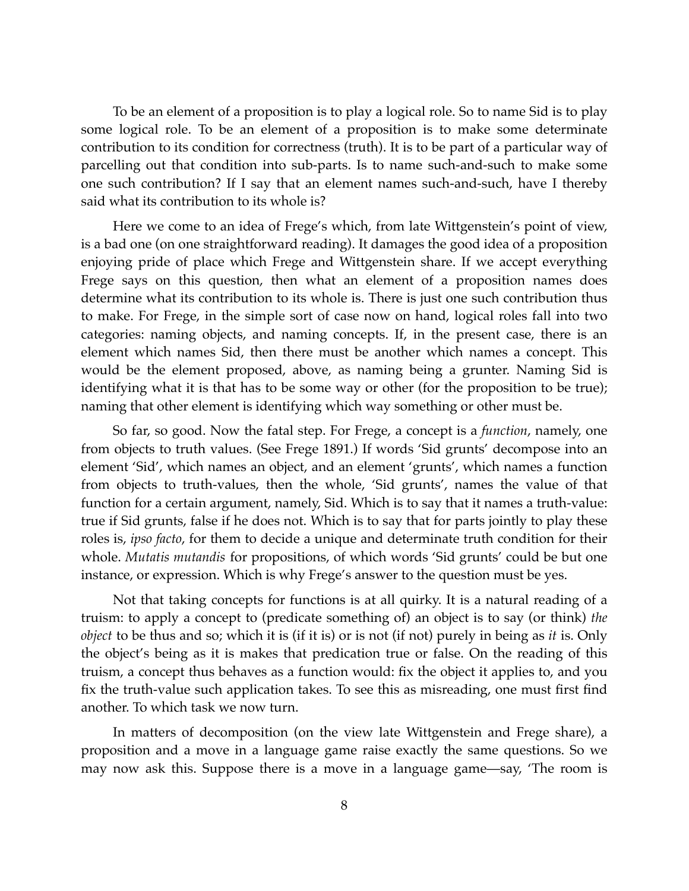To be an element of a proposition is to play a logical role. So to name Sid is to play some logical role. To be an element of a proposition is to make some determinate contribution to its condition for correctness (truth). It is to be part of a particular way of parcelling out that condition into sub-parts. Is to name such-and-such to make some one such contribution? If I say that an element names such-and-such, have I thereby said what its contribution to its whole is?

Here we come to an idea of Frege's which, from late Wittgenstein's point of view, is a bad one (on one straightforward reading). It damages the good idea of a proposition enjoying pride of place which Frege and Wittgenstein share. If we accept everything Frege says on this question, then what an element of a proposition names does determine what its contribution to its whole is. There is just one such contribution thus to make. For Frege, in the simple sort of case now on hand, logical roles fall into two categories: naming objects, and naming concepts. If, in the present case, there is an element which names Sid, then there must be another which names a concept. This would be the element proposed, above, as naming being a grunter. Naming Sid is identifying what it is that has to be some way or other (for the proposition to be true); naming that other element is identifying which way something or other must be.

So far, so good. Now the fatal step. For Frege, a concept is a *function*, namely, one from objects to truth values. (See Frege 1891.) If words 'Sid grunts' decompose into an element 'Sid', which names an object, and an element 'grunts', which names a function from objects to truth-values, then the whole, 'Sid grunts', names the value of that function for a certain argument, namely, Sid. Which is to say that it names a truth-value: true if Sid grunts, false if he does not. Which is to say that for parts jointly to play these roles is, *ipso facto*, for them to decide a unique and determinate truth condition for their whole. *Mutatis mutandis* for propositions, of which words 'Sid grunts' could be but one instance, or expression. Which is why Frege's answer to the question must be yes.

Not that taking concepts for functions is at all quirky. It is a natural reading of a truism: to apply a concept to (predicate something of) an object is to say (or think) *the object* to be thus and so; which it is (if it is) or is not (if not) purely in being as *it* is. Only the object's being as it is makes that predication true or false. On the reading of this truism, a concept thus behaves as a function would: fix the object it applies to, and you fix the truth-value such application takes. To see this as misreading, one must first find another. To which task we now turn.

In matters of decomposition (on the view late Wittgenstein and Frege share), a proposition and a move in a language game raise exactly the same questions. So we may now ask this. Suppose there is a move in a language game—say, 'The room is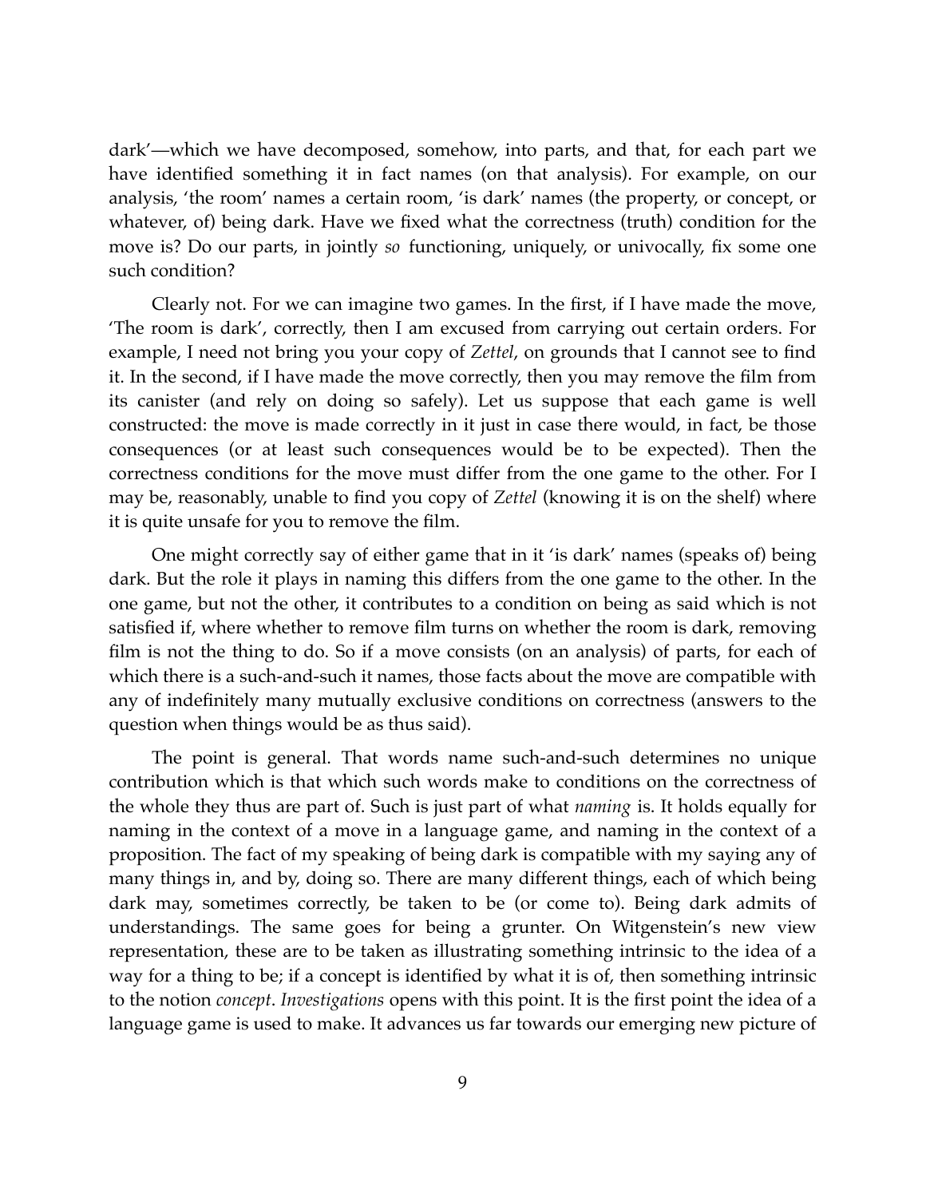dark'—which we have decomposed, somehow, into parts, and that, for each part we have identified something it in fact names (on that analysis). For example, on our analysis, 'the room' names a certain room, 'is dark' names (the property, or concept, or whatever, of) being dark. Have we fixed what the correctness (truth) condition for the move is? Do our parts, in jointly *so* functioning, uniquely, or univocally, fix some one such condition?

Clearly not. For we can imagine two games. In the first, if I have made the move, 'The room is dark', correctly, then I am excused from carrying out certain orders. For example, I need not bring you your copy of *Zettel*, on grounds that I cannot see to find it. In the second, if I have made the move correctly, then you may remove the film from its canister (and rely on doing so safely). Let us suppose that each game is well constructed: the move is made correctly in it just in case there would, in fact, be those consequences (or at least such consequences would be to be expected). Then the correctness conditions for the move must differ from the one game to the other. For I may be, reasonably, unable to find you copy of *Zettel* (knowing it is on the shelf) where it is quite unsafe for you to remove the film.

One might correctly say of either game that in it 'is dark' names (speaks of) being dark. But the role it plays in naming this differs from the one game to the other. In the one game, but not the other, it contributes to a condition on being as said which is not satisfied if, where whether to remove film turns on whether the room is dark, removing film is not the thing to do. So if a move consists (on an analysis) of parts, for each of which there is a such-and-such it names, those facts about the move are compatible with any of indefinitely many mutually exclusive conditions on correctness (answers to the question when things would be as thus said).

The point is general. That words name such-and-such determines no unique contribution which is that which such words make to conditions on the correctness of the whole they thus are part of. Such is just part of what *naming* is. It holds equally for naming in the context of a move in a language game, and naming in the context of a proposition. The fact of my speaking of being dark is compatible with my saying any of many things in, and by, doing so. There are many different things, each of which being dark may, sometimes correctly, be taken to be (or come to). Being dark admits of understandings. The same goes for being a grunter. On Witgenstein's new view representation, these are to be taken as illustrating something intrinsic to the idea of a way for a thing to be; if a concept is identified by what it is of, then something intrinsic to the notion *concept*. *Investigations* opens with this point. It is the first point the idea of a language game is used to make. It advances us far towards our emerging new picture of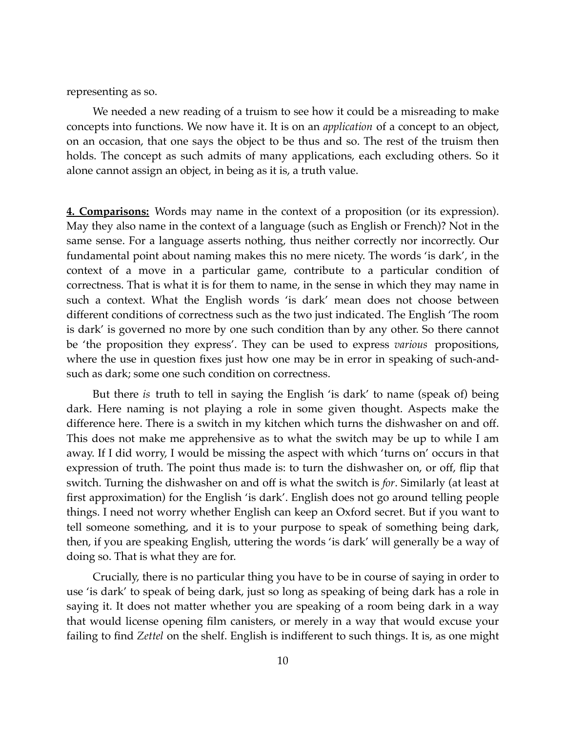representing as so.

We needed a new reading of a truism to see how it could be a misreading to make concepts into functions. We now have it. It is on an *application* of a concept to an object, on an occasion, that one says the object to be thus and so. The rest of the truism then holds. The concept as such admits of many applications, each excluding others. So it alone cannot assign an object, in being as it is, a truth value.

**4. Comparisons:** Words may name in the context of a proposition (or its expression). May they also name in the context of a language (such as English or French)? Not in the same sense. For a language asserts nothing, thus neither correctly nor incorrectly. Our fundamental point about naming makes this no mere nicety. The words 'is dark', in the context of a move in a particular game, contribute to a particular condition of correctness. That is what it is for them to name, in the sense in which they may name in such a context. What the English words 'is dark' mean does not choose between different conditions of correctness such as the two just indicated. The English 'The room is dark' is governed no more by one such condition than by any other. So there cannot be 'the proposition they express'. They can be used to express *various* propositions, where the use in question fixes just how one may be in error in speaking of such-and-such as dark; some one such condition on correctness.

But there *is* truth to tell in saying the English 'is dark' to name (speak of) being dark. Here naming is not playing a role in some given thought. Aspects make the difference here. There is a switch in my kitchen which turns the dishwasher on and off. This does not make me apprehensive as to what the switch may be up to while I am away. If I did worry, I would be missing the aspect with which 'turns on' occurs in that expression of truth. The point thus made is: to turn the dishwasher on, or off, flip that switch. Turning the dishwasher on and off is what the switch is *for*. Similarly (at least at first approximation) for the English 'is dark'. English does not go around telling people things. I need not worry whether English can keep an Oxford secret. But if you want to tell someone something, and it is to your purpose to speak of something being dark, then, if you are speaking English, uttering the words 'is dark' will generally be a way of doing so. That is what they are for.

Crucially, there is no particular thing you have to be in course of saying in order to use 'is dark' to speak of being dark, just so long as speaking of being dark has a role in saying it. It does not matter whether you are speaking of a room being dark in a way that would license opening film canisters, or merely in a way that would excuse your failing to find *Zettel* on the shelf. English is indifferent to such things. It is, as one might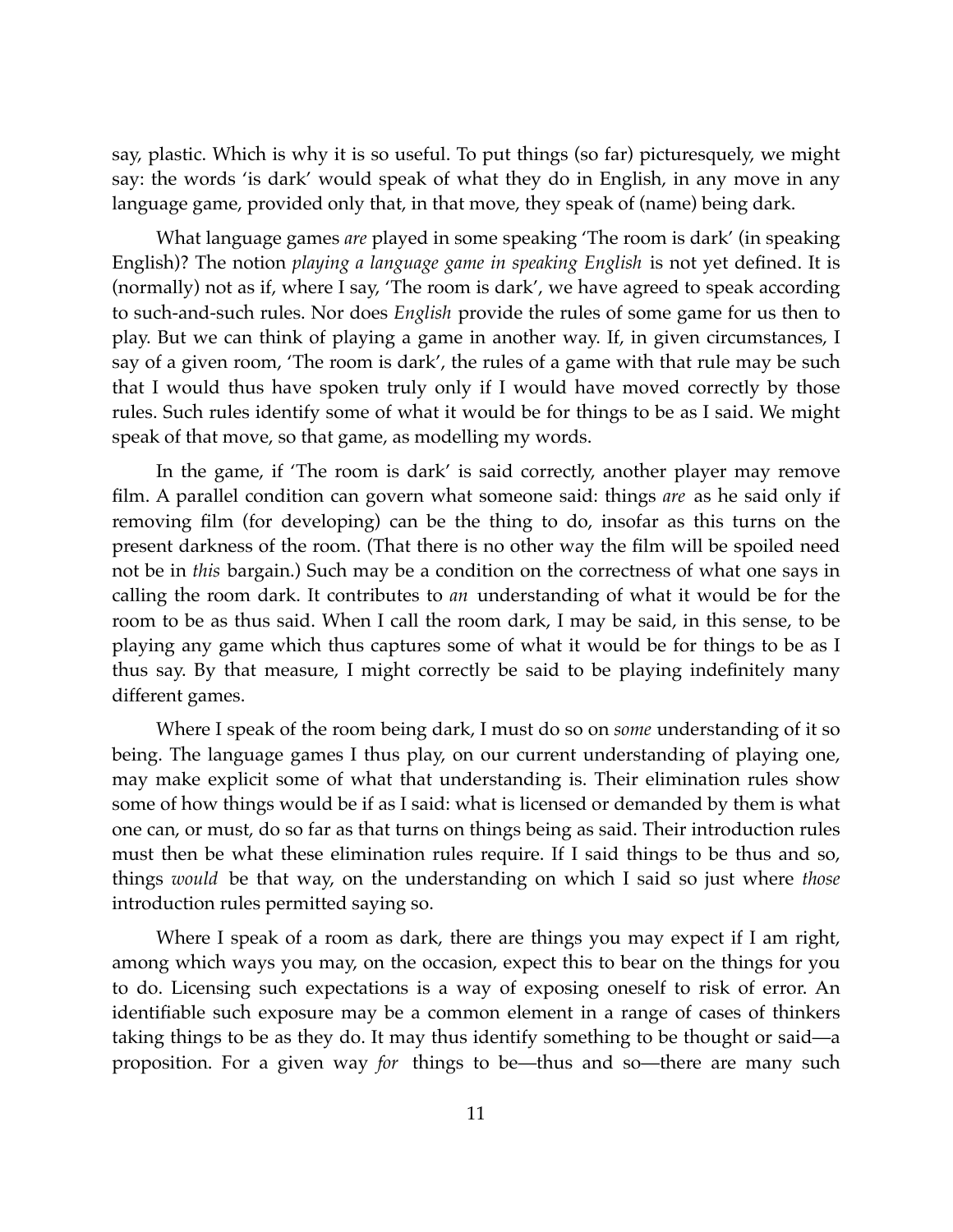say, plastic. Which is why it is so useful. To put things (so far) picturesquely, we might say: the words 'is dark' would speak of what they do in English, in any move in any language game, provided only that, in that move, they speak of (name) being dark.

What language games *are* played in some speaking 'The room is dark' (in speaking English)? The notion *playing a language game in speaking English* is not yet defined. It is (normally) not as if, where I say, 'The room is dark', we have agreed to speak according to such-and-such rules. Nor does *English* provide the rules of some game for us then to play. But we can think of playing a game in another way. If, in given circumstances, I say of a given room, 'The room is dark', the rules of a game with that rule may be such that I would thus have spoken truly only if I would have moved correctly by those rules. Such rules identify some of what it would be for things to be as I said. We might speak of that move, so that game, as modelling my words.

In the game, if 'The room is dark' is said correctly, another player may remove film. A parallel condition can govern what someone said: things *are* as he said only if removing film (for developing) can be the thing to do, insofar as this turns on the present darkness of the room. (That there is no other way the film will be spoiled need not be in *this* bargain.) Such may be a condition on the correctness of what one says in calling the room dark. It contributes to *an* understanding of what it would be for the room to be as thus said. When I call the room dark, I may be said, in this sense, to be playing any game which thus captures some of what it would be for things to be as I thus say. By that measure, I might correctly be said to be playing indefinitely many different games.

Where I speak of the room being dark, I must do so on *some* understanding of it so being. The language games I thus play, on our current understanding of playing one, may make explicit some of what that understanding is. Their elimination rules show some of how things would be if as I said: what is licensed or demanded by them is what one can, or must, do so far as that turns on things being as said. Their introduction rules must then be what these elimination rules require. If I said things to be thus and so, things *would* be that way, on the understanding on which I said so just where *those* introduction rules permitted saying so.

Where I speak of a room as dark, there are things you may expect if I am right, among which ways you may, on the occasion, expect this to bear on the things for you to do. Licensing such expectations is a way of exposing oneself to risk of error. An identifiable such exposure may be a common element in a range of cases of thinkers taking things to be as they do. It may thus identify something to be thought or said—a proposition. For a given way *for* things to be—thus and so—there are many such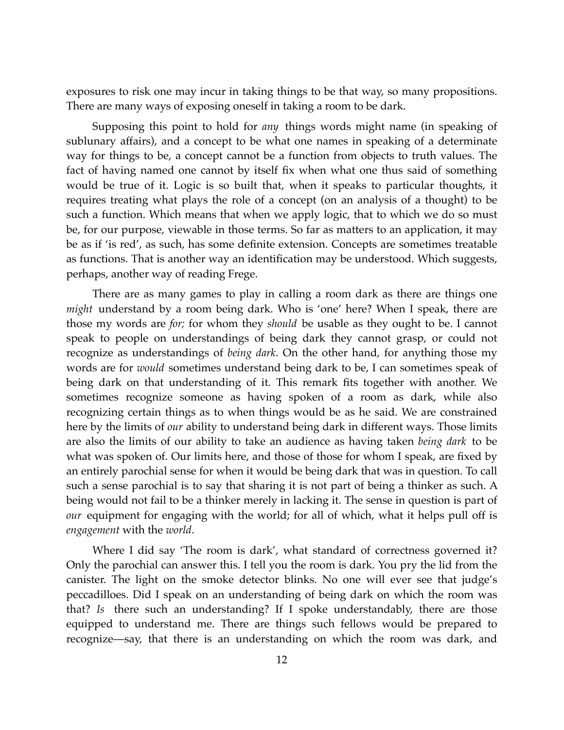exposures to risk one may incur in taking things to be that way, so many propositions. There are many ways of exposing oneself in taking a room to be dark.

Supposing this point to hold for *any* things words might name (in speaking of sublunary affairs), and a concept to be what one names in speaking of a determinate way for things to be, a concept cannot be a function from objects to truth values. The fact of having named one cannot by itself fix when what one thus said of something would be true of it. Logic is so built that, when it speaks to particular thoughts, it requires treating what plays the role of a concept (on an analysis of a thought) to be such a function. Which means that when we apply logic, that to which we do so must be, for our purpose, viewable in those terms. So far as matters to an application, it may be as if 'is red', as such, has some definite extension. Concepts are sometimes treatable as functions. That is another way an identification may be understood. Which suggests, perhaps, another way of reading Frege.

There are as many games to play in calling a room dark as there are things one *might* understand by a room being dark. Who is 'one' here? When I speak, there are those my words are *for;* for whom they *should* be usable as they ought to be. I cannot speak to people on understandings of being dark they cannot grasp, or could not recognize as understandings of *being dark*. On the other hand, for anything those my words are for *would* sometimes understand being dark to be, I can sometimes speak of being dark on that understanding of it. This remark fits together with another. We sometimes recognize someone as having spoken of a room as dark, while also recognizing certain things as to when things would be as he said. We are constrained here by the limits of *our* ability to understand being dark in different ways. Those limits are also the limits of our ability to take an audience as having taken *being dark* to be what was spoken of. Our limits here, and those of those for whom I speak, are fixed by an entirely parochial sense for when it would be being dark that was in question. To call such a sense parochial is to say that sharing it is not part of being a thinker as such. A being would not fail to be a thinker merely in lacking it. The sense in question is part of *our* equipment for engaging with the world; for all of which, what it helps pull off is *engagement* with the *world*.

Where I did say 'The room is dark', what standard of correctness governed it? Only the parochial can answer this. I tell you the room is dark. You pry the lid from the canister. The light on the smoke detector blinks. No one will ever see that judge's peccadilloes. Did I speak on an understanding of being dark on which the room was that? *Is* there such an understanding? If I spoke understandably, there are those equipped to understand me. There are things such fellows would be prepared to recognize—say, that there is an understanding on which the room was dark, and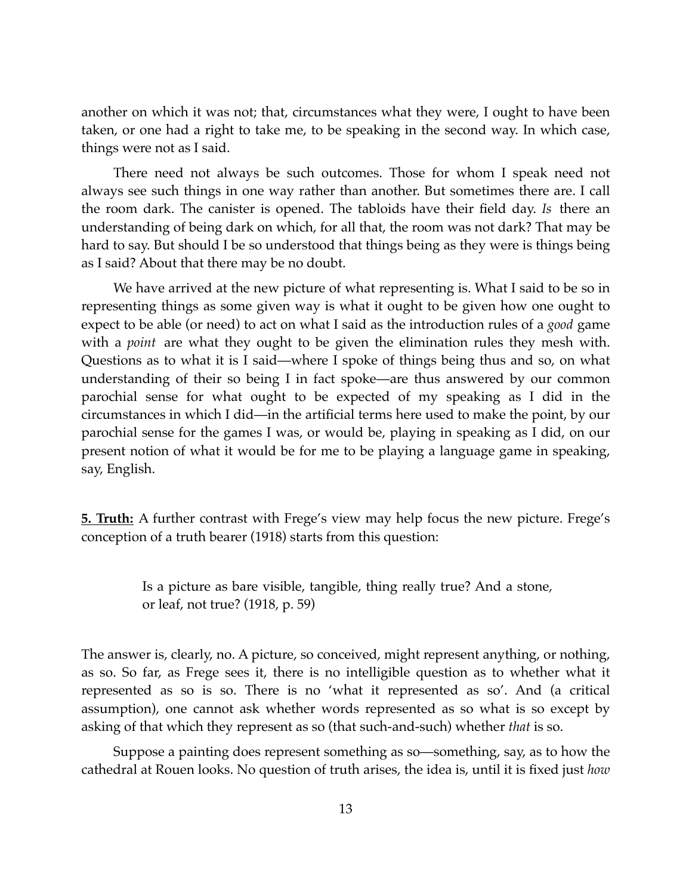another on which it was not; that, circumstances what they were, I ought to have been taken, or one had a right to take me, to be speaking in the second way. In which case, things were not as I said.

There need not always be such outcomes. Those for whom I speak need not always see such things in one way rather than another. But sometimes there are. I call the room dark. The canister is opened. The tabloids have their field day. *Is* there an understanding of being dark on which, for all that, the room was not dark? That may be hard to say. But should I be so understood that things being as they were is things being as I said? About that there may be no doubt.

We have arrived at the new picture of what representing is. What I said to be so in representing things as some given way is what it ought to be given how one ought to expect to be able (or need) to act on what I said as the introduction rules of a *good* game with a *point* are what they ought to be given the elimination rules they mesh with. Questions as to what it is I said—where I spoke of things being thus and so, on what understanding of their so being I in fact spoke—are thus answered by our common parochial sense for what ought to be expected of my speaking as I did in the circumstances in which I did—in the artificial terms here used to make the point, by our parochial sense for the games I was, or would be, playing in speaking as I did, on our present notion of what it would be for me to be playing a language game in speaking, say, English.

**5. Truth:** A further contrast with Frege's view may help focus the new picture. Frege's conception of a truth bearer (1918) starts from this question:

> Is a picture as bare visible, tangible, thing really true? And a stone, or leaf, not true? (1918, p. 59)

The answer is, clearly, no. A picture, so conceived, might represent anything, or nothing, as so. So far, as Frege sees it, there is no intelligible question as to whether what it represented as so is so. There is no 'what it represented as so'. And (a critical assumption), one cannot ask whether words represented as so what is so except by asking of that which they represent as so (that such-and-such) whether *that* is so.

Suppose a painting does represent something as so—something, say, as to how the cathedral at Rouen looks. No question of truth arises, the idea is, until it is fixed just *how*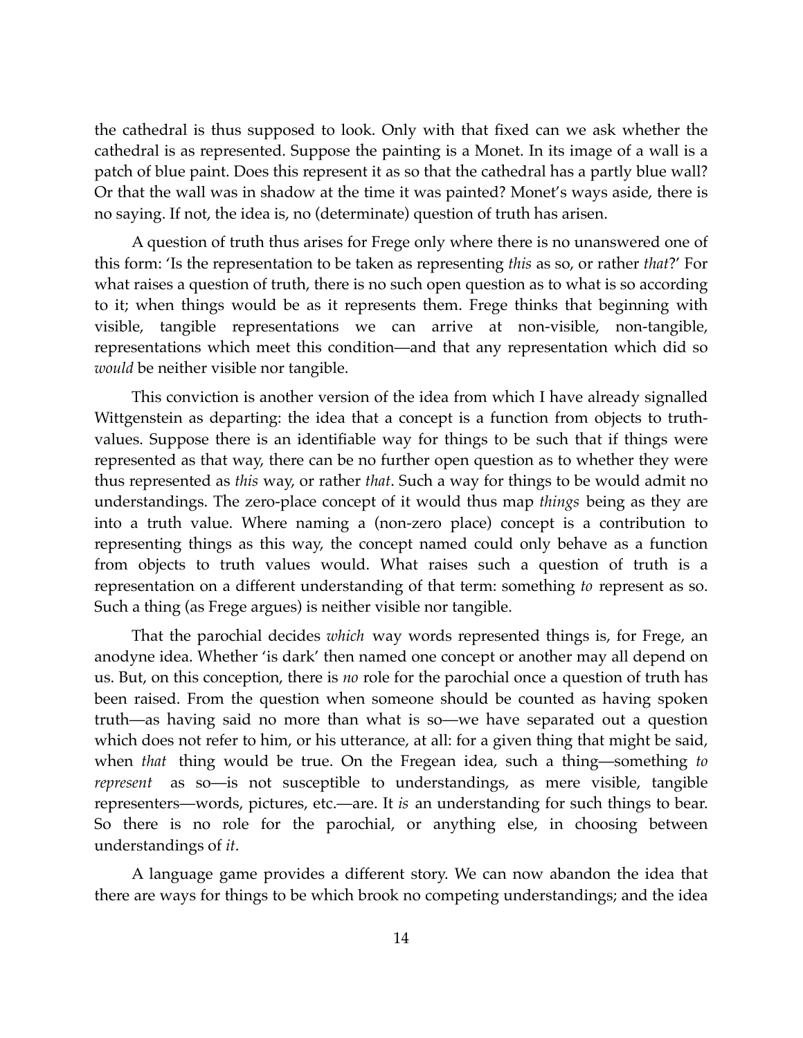the cathedral is thus supposed to look. Only with that fixed can we ask whether the cathedral is as represented. Suppose the painting is a Monet. In its image of a wall is a patch of blue paint. Does this represent it as so that the cathedral has a partly blue wall? Or that the wall was in shadow at the time it was painted? Monet's ways aside, there is no saying. If not, the idea is, no (determinate) question of truth has arisen.

A question of truth thus arises for Frege only where there is no unanswered one of this form: 'Is the representation to be taken as representing *this* as so, or rather *that*?' For what raises a question of truth, there is no such open question as to what is so according to it; when things would be as it represents them. Frege thinks that beginning with visible, tangible representations we can arrive at non-visible, non-tangible, representations which meet this condition—and that any representation which did so *would* be neither visible nor tangible.

This conviction is another version of the idea from which I have already signalled Wittgenstein as departing: the idea that a concept is a function from objects to truth-values. Suppose there is an identifiable way for things to be such that if things were represented as that way, there can be no further open question as to whether they were thus represented as *this* way, or rather *that*. Such a way for things to be would admit no understandings. The zero-place concept of it would thus map *things* being as they are into a truth value. Where naming a (non-zero place) concept is a contribution to representing things as this way, the concept named could only behave as a function from objects to truth values would. What raises such a question of truth is a representation on a different understanding of that term: something *to* represent as so. Such a thing (as Frege argues) is neither visible nor tangible.

That the parochial decides *which* way words represented things is, for Frege, an anodyne idea. Whether 'is dark' then named one concept or another may all depend on us. But, on this conception, there is *no* role for the parochial once a question of truth has been raised. From the question when someone should be counted as having spoken truth—as having said no more than what is so—we have separated out a question which does not refer to him, or his utterance, at all: for a given thing that might be said, when *that* thing would be true. On the Fregean idea, such a thing—something *to represent* as so—is not susceptible to understandings, as mere visible, tangible representers—words, pictures, etc.—are. It *is* an understanding for such things to bear. So there is no role for the parochial, or anything else, in choosing between understandings of *it*.

A language game provides a different story. We can now abandon the idea that there are ways for things to be which brook no competing understandings; and the idea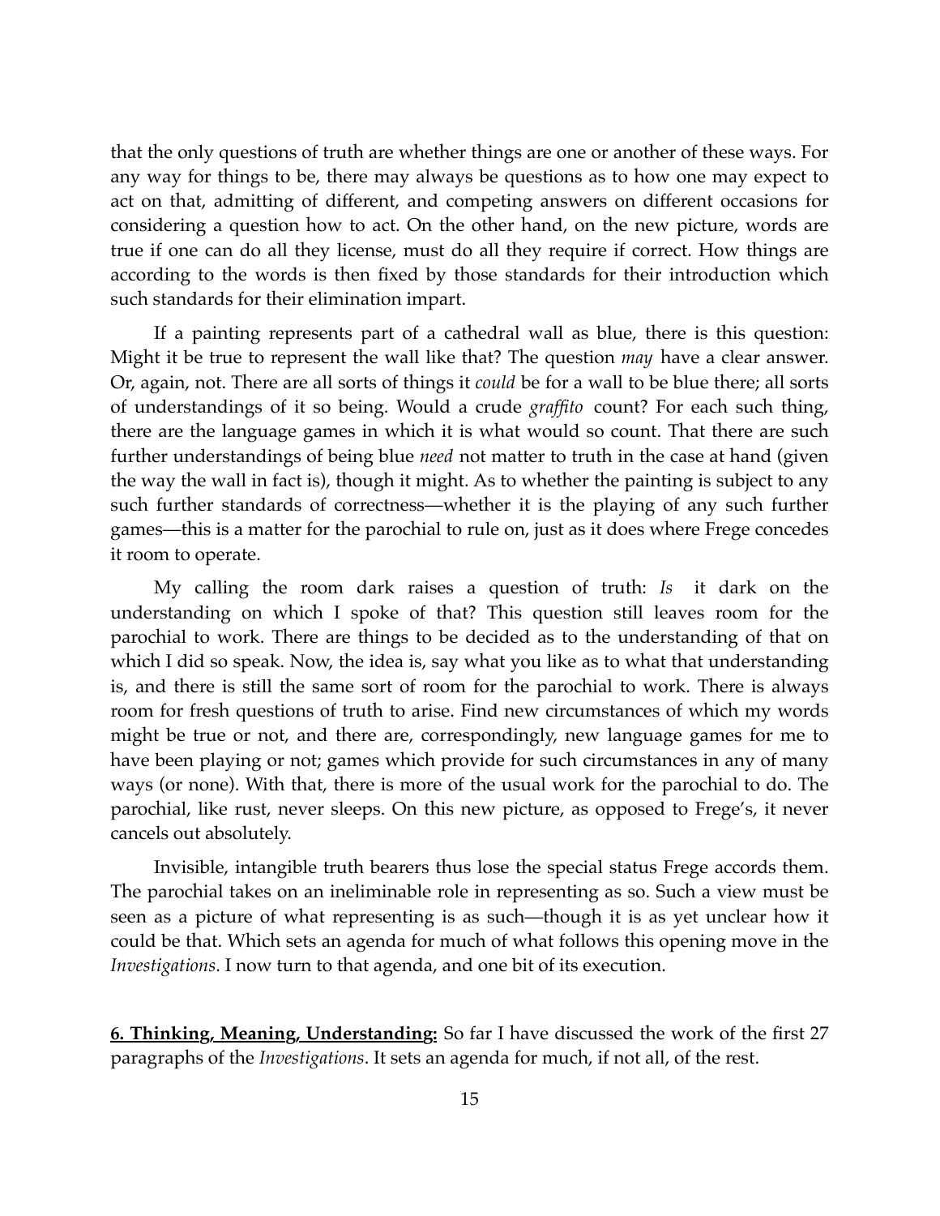that the only questions of truth are whether things are one or another of these ways. For any way for things to be, there may always be questions as to how one may expect to act on that, admitting of different, and competing answers on different occasions for considering a question how to act. On the other hand, on the new picture, words are true if one can do all they license, must do all they require if correct. How things are according to the words is then fixed by those standards for their introduction which such standards for their elimination impart.

If a painting represents part of a cathedral wall as blue, there is this question: Might it be true to represent the wall like that? The question *may* have a clear answer. Or, again, not. There are all sorts of things it *could* be for a wall to be blue there; all sorts of understandings of it so being. Would a crude *graffito* count? For each such thing, there are the language games in which it is what would so count. That there are such further understandings of being blue *need* not matter to truth in the case at hand (given the way the wall in fact is), though it might. As to whether the painting is subject to any such further standards of correctness—whether it is the playing of any such further games—this is a matter for the parochial to rule on, just as it does where Frege concedes it room to operate.

My calling the room dark raises a question of truth: *Is* it dark on the understanding on which I spoke of that? This question still leaves room for the parochial to work. There are things to be decided as to the understanding of that on which I did so speak. Now, the idea is, say what you like as to what that understanding is, and there is still the same sort of room for the parochial to work. There is always room for fresh questions of truth to arise. Find new circumstances of which my words might be true or not, and there are, correspondingly, new language games for me to have been playing or not; games which provide for such circumstances in any of many ways (or none). With that, there is more of the usual work for the parochial to do. The parochial, like rust, never sleeps. On this new picture, as opposed to Frege's, it never cancels out absolutely.

Invisible, intangible truth bearers thus lose the special status Frege accords them. The parochial takes on an ineliminable role in representing as so. Such a view must be seen as a picture of what representing is as such—though it is as yet unclear how it could be that. Which sets an agenda for much of what follows this opening move in the *Investigations*. I now turn to that agenda, and one bit of its execution.

**6. Thinking, Meaning, Understanding:** So far I have discussed the work of the first 27 paragraphs of the *Investigations*. It sets an agenda for much, if not all, of the rest.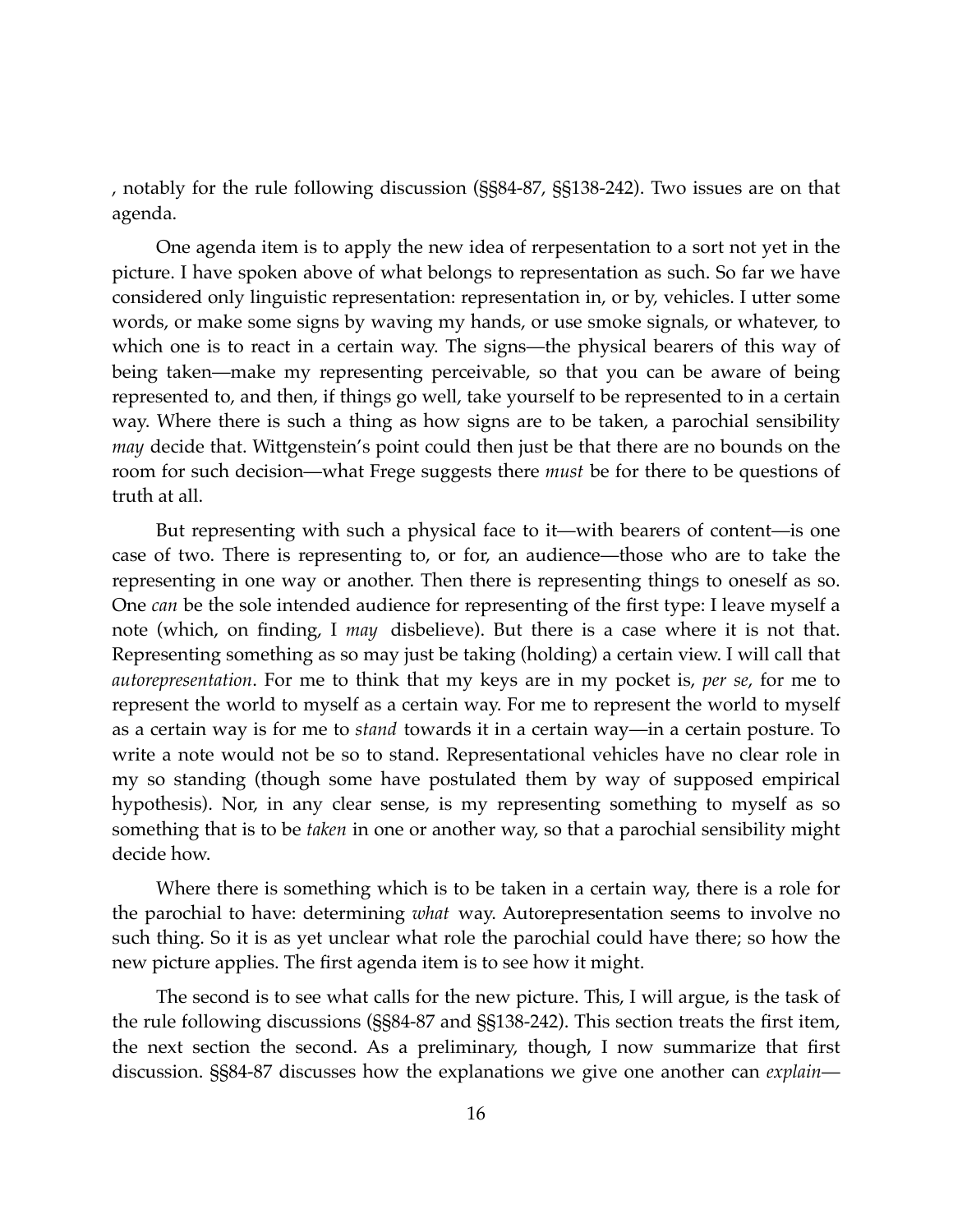, notably for the rule following discussion (§§84-87, §§138-242). Two issues are on that agenda.

One agenda item is to apply the new idea of rerpesentation to a sort not yet in the picture. I have spoken above of what belongs to representation as such. So far we have considered only linguistic representation: representation in, or by, vehicles. I utter some words, or make some signs by waving my hands, or use smoke signals, or whatever, to which one is to react in a certain way. The signs—the physical bearers of this way of being taken—make my representing perceivable, so that you can be aware of being represented to, and then, if things go well, take yourself to be represented to in a certain way. Where there is such a thing as how signs are to be taken, a parochial sensibility *may* decide that. Wittgenstein's point could then just be that there are no bounds on the room for such decision—what Frege suggests there *must* be for there to be questions of truth at all.

But representing with such a physical face to it—with bearers of content—is one case of two. There is representing to, or for, an audience—those who are to take the representing in one way or another. Then there is representing things to oneself as so. One *can* be the sole intended audience for representing of the first type: I leave myself a note (which, on finding, I *may* disbelieve). But there is a case where it is not that. Representing something as so may just be taking (holding) a certain view. I will call that *autorepresentation*. For me to think that my keys are in my pocket is, *per se*, for me to represent the world to myself as a certain way. For me to represent the world to myself as a certain way is for me to *stand* towards it in a certain way—in a certain posture. To write a note would not be so to stand. Representational vehicles have no clear role in my so standing (though some have postulated them by way of supposed empirical hypothesis). Nor, in any clear sense, is my representing something to myself as so something that is to be *taken* in one or another way, so that a parochial sensibility might decide how.

Where there is something which is to be taken in a certain way, there is a role for the parochial to have: determining *what* way. Autorepresentation seems to involve no such thing. So it is as yet unclear what role the parochial could have there; so how the new picture applies. The first agenda item is to see how it might.

The second is to see what calls for the new picture. This, I will argue, is the task of the rule following discussions (§§84-87 and §§138-242). This section treats the first item, the next section the second. As a preliminary, though, I now summarize that first discussion. §§84-87 discusses how the explanations we give one another can *explain*—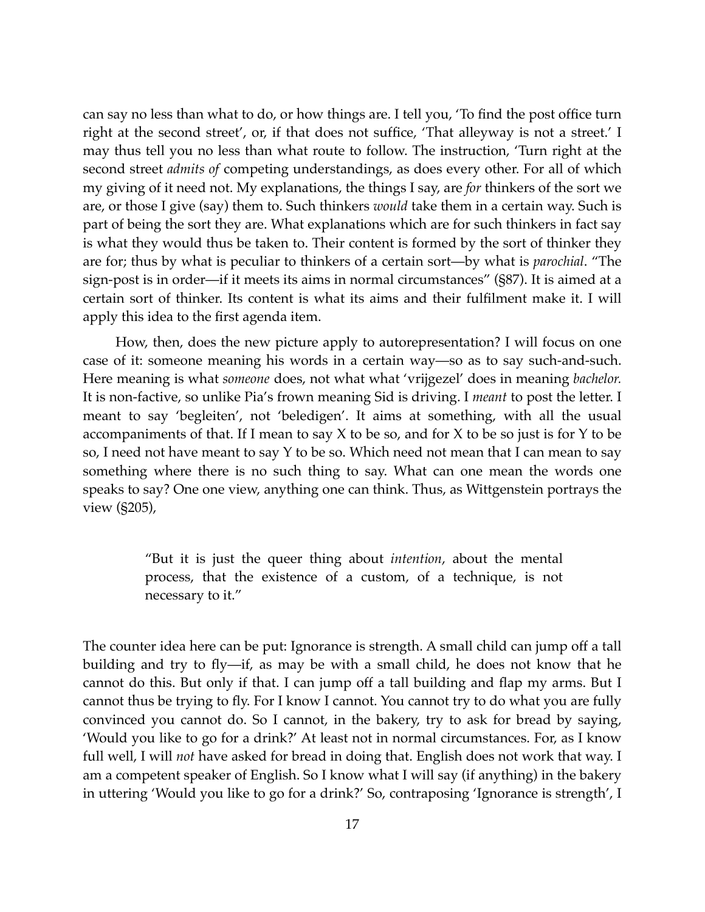can say no less than what to do, or how things are. I tell you, 'To find the post office turn right at the second street', or, if that does not suffice, 'That alleyway is not a street.' I may thus tell you no less than what route to follow. The instruction, 'Turn right at the second street *admits of* competing understandings, as does every other. For all of which my giving of it need not. My explanations, the things I say, are *for* thinkers of the sort we are, or those I give (say) them to. Such thinkers *would* take them in a certain way. Such is part of being the sort they are. What explanations which are for such thinkers in fact say is what they would thus be taken to. Their content is formed by the sort of thinker they are for; thus by what is peculiar to thinkers of a certain sort—by what is *parochial*. "The sign-post is in order—if it meets its aims in normal circumstances" (§87). It is aimed at a certain sort of thinker. Its content is what its aims and their fulfilment make it. I will apply this idea to the first agenda item.

How, then, does the new picture apply to autorepresentation? I will focus on one case of it: someone meaning his words in a certain way—so as to say such-and-such. Here meaning is what *someone* does, not what what 'vrijgezel' does in meaning *bachelor.* It is non-factive, so unlike Pia's frown meaning Sid is driving. I *meant* to post the letter. I meant to say 'begleiten', not 'beledigen'. It aims at something, with all the usual accompaniments of that. If I mean to say X to be so, and for X to be so just is for Y to be so, I need not have meant to say Y to be so. Which need not mean that I can mean to say something where there is no such thing to say. What can one mean the words one speaks to say? One one view, anything one can think. Thus, as Wittgenstein portrays the view (§205),

> "But it is just the queer thing about *intention*, about the mental process, that the existence of a custom, of a technique, is not necessary to it."

The counter idea here can be put: Ignorance is strength. A small child can jump off a tall building and try to fly—if, as may be with a small child, he does not know that he cannot do this. But only if that. I can jump off a tall building and flap my arms. But I cannot thus be trying to fly. For I know I cannot. You cannot try to do what you are fully convinced you cannot do. So I cannot, in the bakery, try to ask for bread by saying, 'Would you like to go for a drink?' At least not in normal circumstances. For, as I know full well, I will *not* have asked for bread in doing that. English does not work that way. I am a competent speaker of English. So I know what I will say (if anything) in the bakery in uttering 'Would you like to go for a drink?' So, contraposing 'Ignorance is strength', I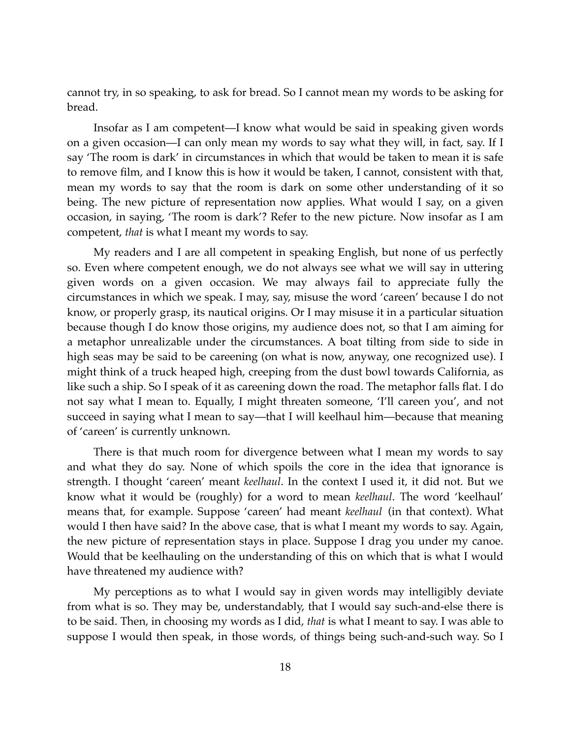cannot try, in so speaking, to ask for bread. So I cannot mean my words to be asking for bread.

Insofar as I am competent—I know what would be said in speaking given words on a given occasion—I can only mean my words to say what they will, in fact, say. If I say 'The room is dark' in circumstances in which that would be taken to mean it is safe to remove film, and I know this is how it would be taken, I cannot, consistent with that, mean my words to say that the room is dark on some other understanding of it so being. The new picture of representation now applies. What would I say, on a given occasion, in saying, 'The room is dark'? Refer to the new picture. Now insofar as I am competent, *that* is what I meant my words to say.

My readers and I are all competent in speaking English, but none of us perfectly so. Even where competent enough, we do not always see what we will say in uttering given words on a given occasion. We may always fail to appreciate fully the circumstances in which we speak. I may, say, misuse the word 'careen' because I do not know, or properly grasp, its nautical origins. Or I may misuse it in a particular situation because though I do know those origins, my audience does not, so that I am aiming for a metaphor unrealizable under the circumstances. A boat tilting from side to side in high seas may be said to be careening (on what is now, anyway, one recognized use). I might think of a truck heaped high, creeping from the dust bowl towards California, as like such a ship. So I speak of it as careening down the road. The metaphor falls flat. I do not say what I mean to. Equally, I might threaten someone, 'I'll careen you', and not succeed in saying what I mean to say—that I will keelhaul him—because that meaning of 'careen' is currently unknown.

There is that much room for divergence between what I mean my words to say and what they do say. None of which spoils the core in the idea that ignorance is strength. I thought 'careen' meant *keelhaul*. In the context I used it, it did not. But we know what it would be (roughly) for a word to mean *keelhaul*. The word 'keelhaul' means that, for example. Suppose 'careen' had meant *keelhaul* (in that context). What would I then have said? In the above case, that is what I meant my words to say. Again, the new picture of representation stays in place. Suppose I drag you under my canoe. Would that be keelhauling on the understanding of this on which that is what I would have threatened my audience with?

My perceptions as to what I would say in given words may intelligibly deviate from what is so. They may be, understandably, that I would say such-and-else there is to be said. Then, in choosing my words as I did, *that* is what I meant to say. I was able to suppose I would then speak, in those words, of things being such-and-such way. So I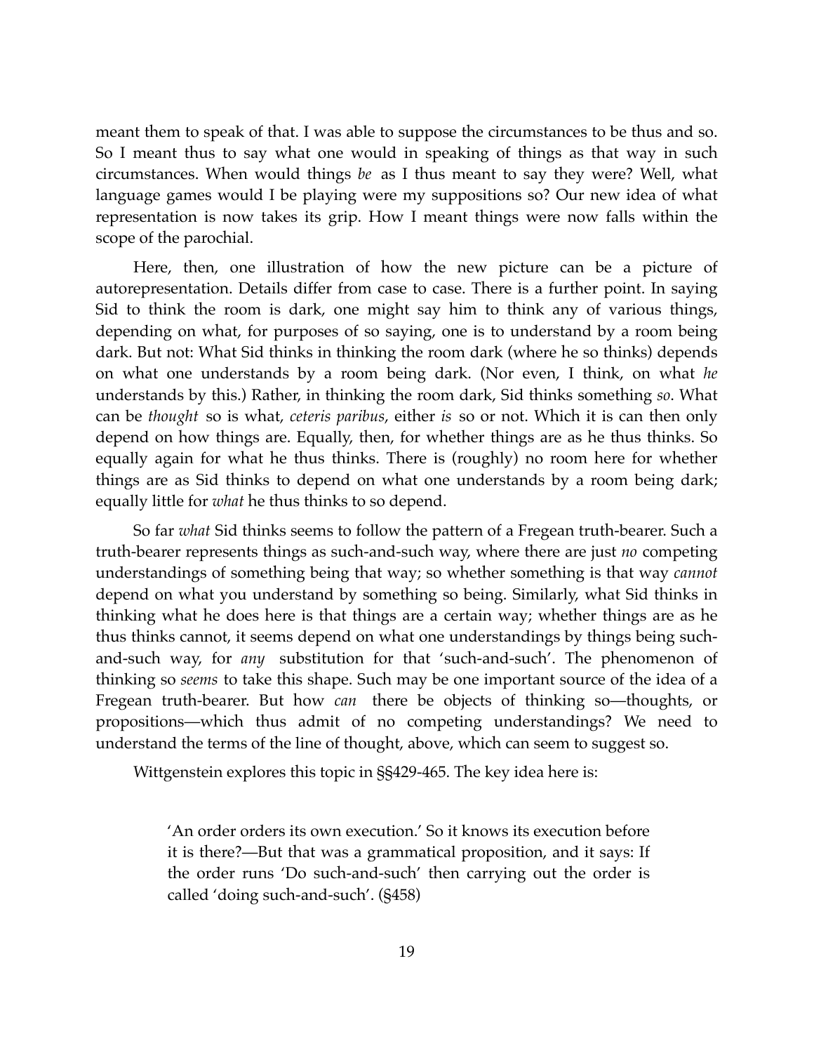meant them to speak of that. I was able to suppose the circumstances to be thus and so. So I meant thus to say what one would in speaking of things as that way in such circumstances. When would things *be* as I thus meant to say they were? Well, what language games would I be playing were my suppositions so? Our new idea of what representation is now takes its grip. How I meant things were now falls within the scope of the parochial.

Here, then, one illustration of how the new picture can be a picture of autorepresentation. Details differ from case to case. There is a further point. In saying Sid to think the room is dark, one might say him to think any of various things, depending on what, for purposes of so saying, one is to understand by a room being dark. But not: What Sid thinks in thinking the room dark (where he so thinks) depends on what one understands by a room being dark. (Nor even, I think, on what *he* understands by this.) Rather, in thinking the room dark, Sid thinks something *so*. What can be *thought* so is what, *ceteris paribus*, either *is* so or not. Which it is can then only depend on how things are. Equally, then, for whether things are as he thus thinks. So equally again for what he thus thinks. There is (roughly) no room here for whether things are as Sid thinks to depend on what one understands by a room being dark; equally little for *what* he thus thinks to so depend.

So far *what* Sid thinks seems to follow the pattern of a Fregean truth-bearer. Such a truth-bearer represents things as such-and-such way, where there are just *no* competing understandings of something being that way; so whether something is that way *cannot* depend on what you understand by something so being. Similarly, what Sid thinks in thinking what he does here is that things are a certain way; whether things are as he thus thinks cannot, it seems depend on what one understandings by things being such-and-such way, for *any* substitution for that 'such-and-such'. The phenomenon of thinking so *seems* to take this shape. Such may be one important source of the idea of a Fregean truth-bearer. But how *can* there be objects of thinking so—thoughts, or propositions—which thus admit of no competing understandings? We need to understand the terms of the line of thought, above, which can seem to suggest so.

Wittgenstein explores this topic in §§429-465. The key idea here is:

> 'An order orders its own execution.' So it knows its execution before it is there?—But that was a grammatical proposition, and it says: If the order runs 'Do such-and-such' then carrying out the order is called 'doing such-and-such'. (§458)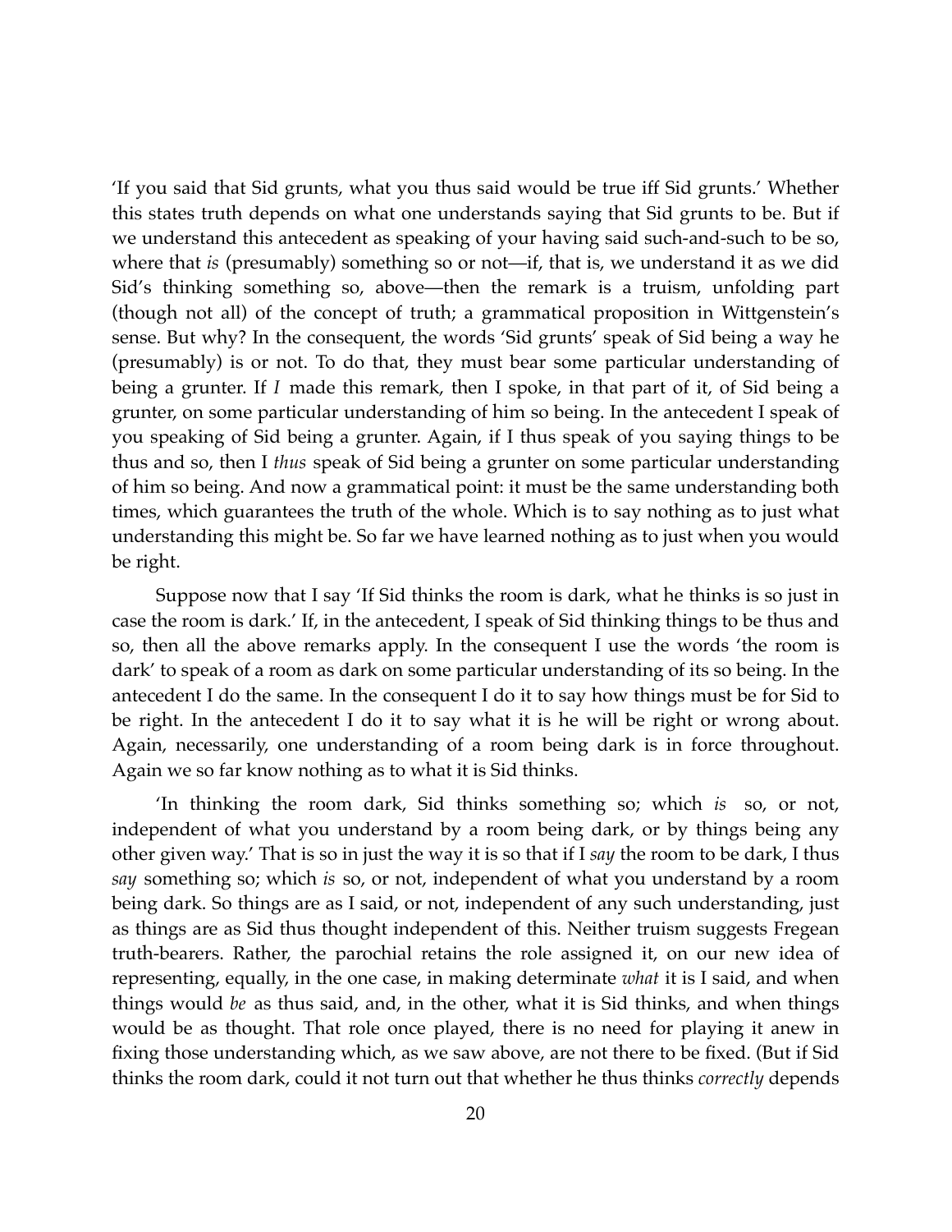'If you said that Sid grunts, what you thus said would be true iff Sid grunts.' Whether this states truth depends on what one understands saying that Sid grunts to be. But if we understand this antecedent as speaking of your having said such-and-such to be so, where that *is* (presumably) something so or not—if, that is, we understand it as we did Sid's thinking something so, above—then the remark is a truism, unfolding part (though not all) of the concept of truth; a grammatical proposition in Wittgenstein's sense. But why? In the consequent, the words 'Sid grunts' speak of Sid being a way he (presumably) is or not. To do that, they must bear some particular understanding of being a grunter. If *I* made this remark, then I spoke, in that part of it, of Sid being a grunter, on some particular understanding of him so being. In the antecedent I speak of you speaking of Sid being a grunter. Again, if I thus speak of you saying things to be thus and so, then I *thus* speak of Sid being a grunter on some particular understanding of him so being. And now a grammatical point: it must be the same understanding both times, which guarantees the truth of the whole. Which is to say nothing as to just what understanding this might be. So far we have learned nothing as to just when you would be right.

Suppose now that I say 'If Sid thinks the room is dark, what he thinks is so just in case the room is dark.' If, in the antecedent, I speak of Sid thinking things to be thus and so, then all the above remarks apply. In the consequent I use the words 'the room is dark' to speak of a room as dark on some particular understanding of its so being. In the antecedent I do the same. In the consequent I do it to say how things must be for Sid to be right. In the antecedent I do it to say what it is he will be right or wrong about. Again, necessarily, one understanding of a room being dark is in force throughout. Again we so far know nothing as to what it is Sid thinks.

'In thinking the room dark, Sid thinks something so; which *is* so, or not, independent of what you understand by a room being dark, or by things being any other given way.' That is so in just the way it is so that if I *say* the room to be dark, I thus *say* something so; which *is* so, or not, independent of what you understand by a room being dark. So things are as I said, or not, independent of any such understanding, just as things are as Sid thus thought independent of this. Neither truism suggests Fregean truth-bearers. Rather, the parochial retains the role assigned it, on our new idea of representing, equally, in the one case, in making determinate *what* it is I said, and when things would *be* as thus said, and, in the other, what it is Sid thinks, and when things would be as thought. That role once played, there is no need for playing it anew in fixing those understanding which, as we saw above, are not there to be fixed. (But if Sid thinks the room dark, could it not turn out that whether he thus thinks *correctly* depends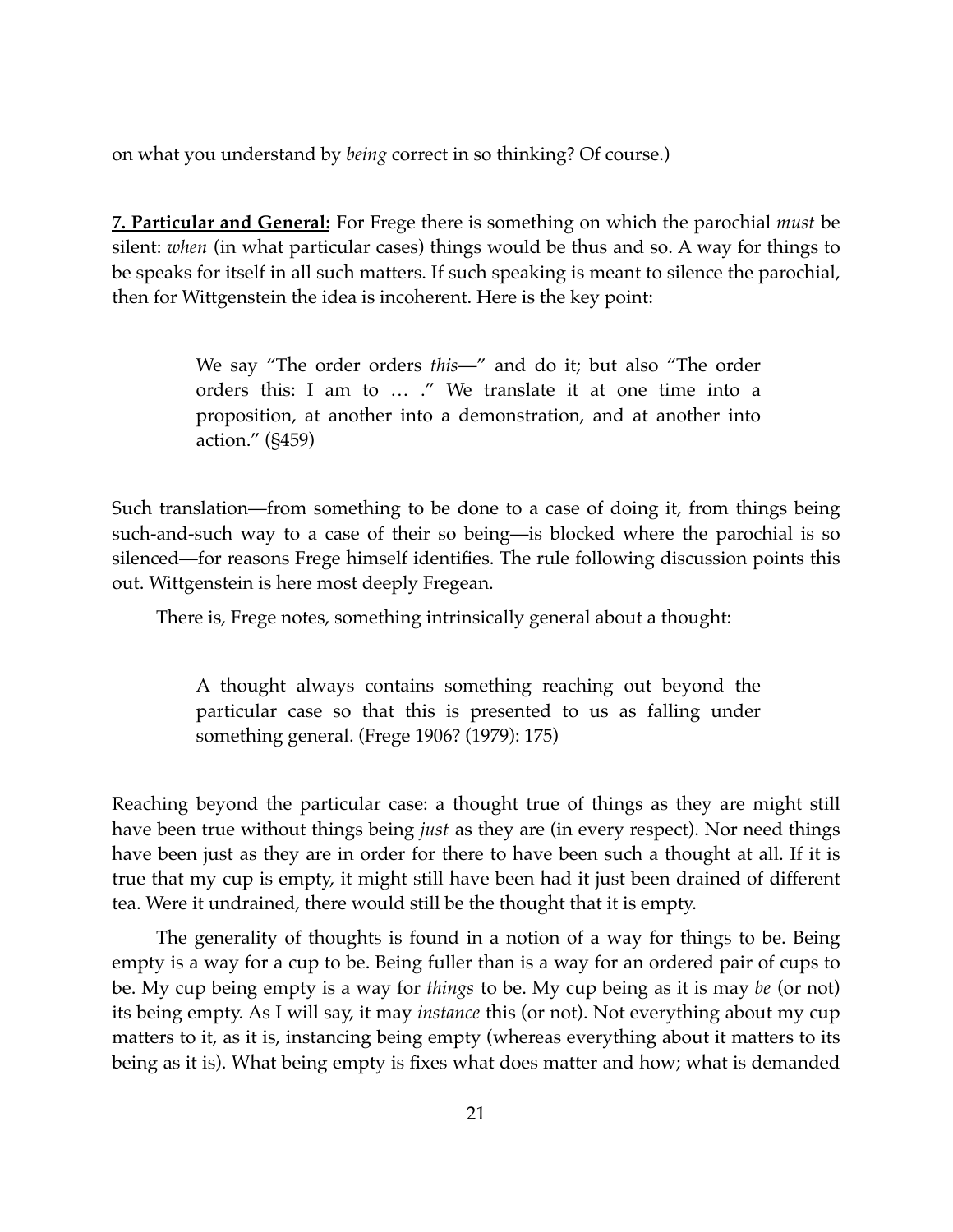on what you understand by *being* correct in so thinking? Of course.)

**7. Particular and General:** For Frege there is something on which the parochial *must* be silent: *when* (in what particular cases) things would be thus and so. A way for things to be speaks for itself in all such matters. If such speaking is meant to silence the parochial, then for Wittgenstein the idea is incoherent. Here is the key point:

> We say "The order orders *this*—" and do it; but also "The order orders this: I am to … ." We translate it at one time into a proposition, at another into a demonstration, and at another into action." (§459)

Such translation—from something to be done to a case of doing it, from things being such-and-such way to a case of their so being—is blocked where the parochial is so silenced—for reasons Frege himself identifies. The rule following discussion points this out. Wittgenstein is here most deeply Fregean.

There is, Frege notes, something intrinsically general about a thought:

> A thought always contains something reaching out beyond the particular case so that this is presented to us as falling under something general. (Frege 1906? (1979): 175)

Reaching beyond the particular case: a thought true of things as they are might still have been true without things being *just* as they are (in every respect). Nor need things have been just as they are in order for there to have been such a thought at all. If it is true that my cup is empty, it might still have been had it just been drained of different tea. Were it undrained, there would still be the thought that it is empty.

The generality of thoughts is found in a notion of a way for things to be. Being empty is a way for a cup to be. Being fuller than is a way for an ordered pair of cups to be. My cup being empty is a way for *things* to be. My cup being as it is may *be* (or not) its being empty. As I will say, it may *instance* this (or not). Not everything about my cup matters to it, as it is, instancing being empty (whereas everything about it matters to its being as it is). What being empty is fixes what does matter and how; what is demanded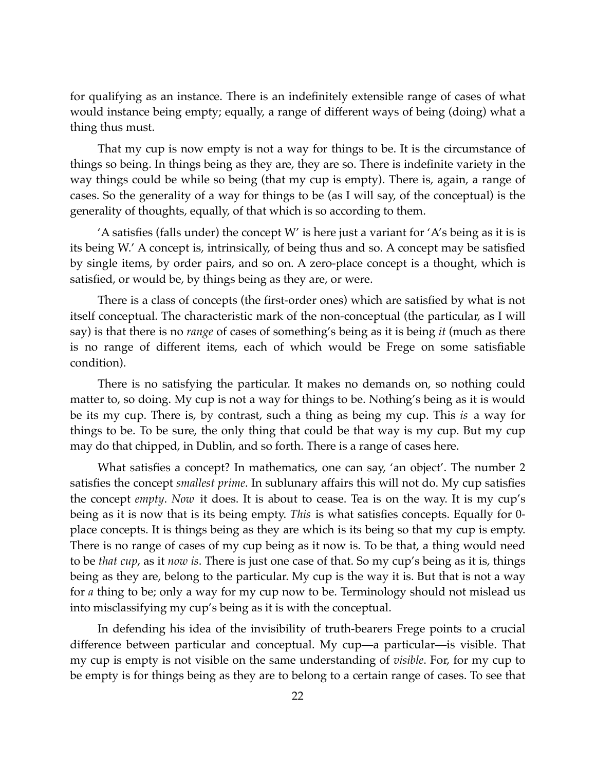for qualifying as an instance. There is an indefinitely extensible range of cases of what would instance being empty; equally, a range of different ways of being (doing) what a thing thus must.

That my cup is now empty is not a way for things to be. It is the circumstance of things so being. In things being as they are, they are so. There is indefinite variety in the way things could be while so being (that my cup is empty). There is, again, a range of cases. So the generality of a way for things to be (as I will say, of the conceptual) is the generality of thoughts, equally, of that which is so according to them.

'A satisfies (falls under) the concept W' is here just a variant for 'A's being as it is is its being W.' A concept is, intrinsically, of being thus and so. A concept may be satisfied by single items, by order pairs, and so on. A zero-place concept is a thought, which is satisfied, or would be, by things being as they are, or were.

There is a class of concepts (the first-order ones) which are satisfied by what is not itself conceptual. The characteristic mark of the non-conceptual (the particular, as I will say) is that there is no *range* of cases of something's being as it is being *it* (much as there is no range of different items, each of which would be Frege on some satisfiable condition).

There is no satisfying the particular. It makes no demands on, so nothing could matter to, so doing. My cup is not a way for things to be. Nothing's being as it is would be its my cup. There is, by contrast, such a thing as being my cup. This *is* a way for things to be. To be sure, the only thing that could be that way is my cup. But my cup may do that chipped, in Dublin, and so forth. There is a range of cases here.

What satisfies a concept? In mathematics, one can say, 'an object'. The number 2 satisfies the concept *smallest prime*. In sublunary affairs this will not do. My cup satisfies the concept *empty*. *Now* it does. It is about to cease. Tea is on the way. It is my cup's being as it is now that is its being empty. *This* is what satisfies concepts. Equally for 0-place concepts. It is things being as they are which is its being so that my cup is empty. There is no range of cases of my cup being as it now is. To be that, a thing would need to be *that cup*, as it *now is*. There is just one case of that. So my cup's being as it is, things being as they are, belong to the particular. My cup is the way it is. But that is not a way for *a* thing to be; only a way for my cup now to be. Terminology should not mislead us into misclassifying my cup's being as it is with the conceptual.

In defending his idea of the invisibility of truth-bearers Frege points to a crucial difference between particular and conceptual. My cup—a particular—is visible. That my cup is empty is not visible on the same understanding of *visible*. For, for my cup to be empty is for things being as they are to belong to a certain range of cases. To see that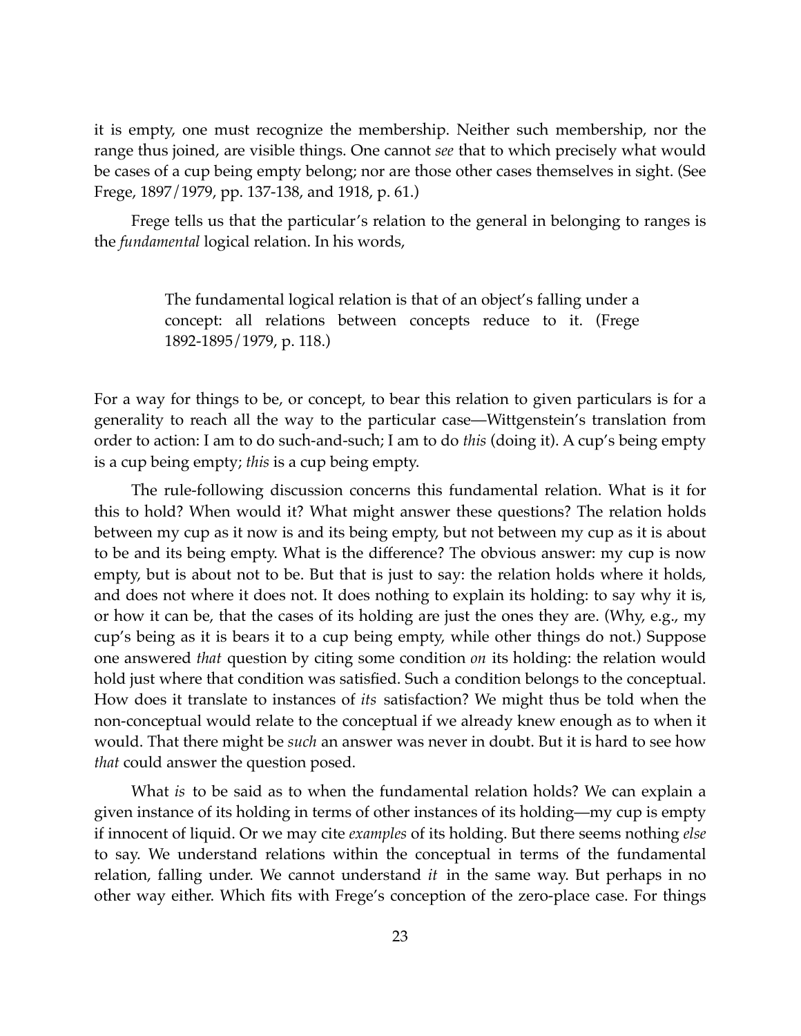it is empty, one must recognize the membership. Neither such membership, nor the range thus joined, are visible things. One cannot *see* that to which precisely what would be cases of a cup being empty belong; nor are those other cases themselves in sight. (See Frege, 1897/1979, pp. 137-138, and 1918, p. 61.)

Frege tells us that the particular's relation to the general in belonging to ranges is the *fundamental* logical relation. In his words,

> The fundamental logical relation is that of an object's falling under a concept: all relations between concepts reduce to it. (Frege 1892-1895/1979, p. 118.)

For a way for things to be, or concept, to bear this relation to given particulars is for a generality to reach all the way to the particular case—Wittgenstein's translation from order to action: I am to do such-and-such; I am to do *this* (doing it). A cup's being empty is a cup being empty; *this* is a cup being empty.

The rule-following discussion concerns this fundamental relation. What is it for this to hold? When would it? What might answer these questions? The relation holds between my cup as it now is and its being empty, but not between my cup as it is about to be and its being empty. What is the difference? The obvious answer: my cup is now empty, but is about not to be. But that is just to say: the relation holds where it holds, and does not where it does not. It does nothing to explain its holding: to say why it is, or how it can be, that the cases of its holding are just the ones they are. (Why, e.g., my cup's being as it is bears it to a cup being empty, while other things do not.) Suppose one answered *that* question by citing some condition *on* its holding: the relation would hold just where that condition was satisfied. Such a condition belongs to the conceptual. How does it translate to instances of *its* satisfaction? We might thus be told when the non-conceptual would relate to the conceptual if we already knew enough as to when it would. That there might be *such* an answer was never in doubt. But it is hard to see how *that* could answer the question posed.

What *is* to be said as to when the fundamental relation holds? We can explain a given instance of its holding in terms of other instances of its holding—my cup is empty if innocent of liquid. Or we may cite *examples* of its holding. But there seems nothing *else* to say. We understand relations within the conceptual in terms of the fundamental relation, falling under. We cannot understand *it* in the same way. But perhaps in no other way either. Which fits with Frege's conception of the zero-place case. For things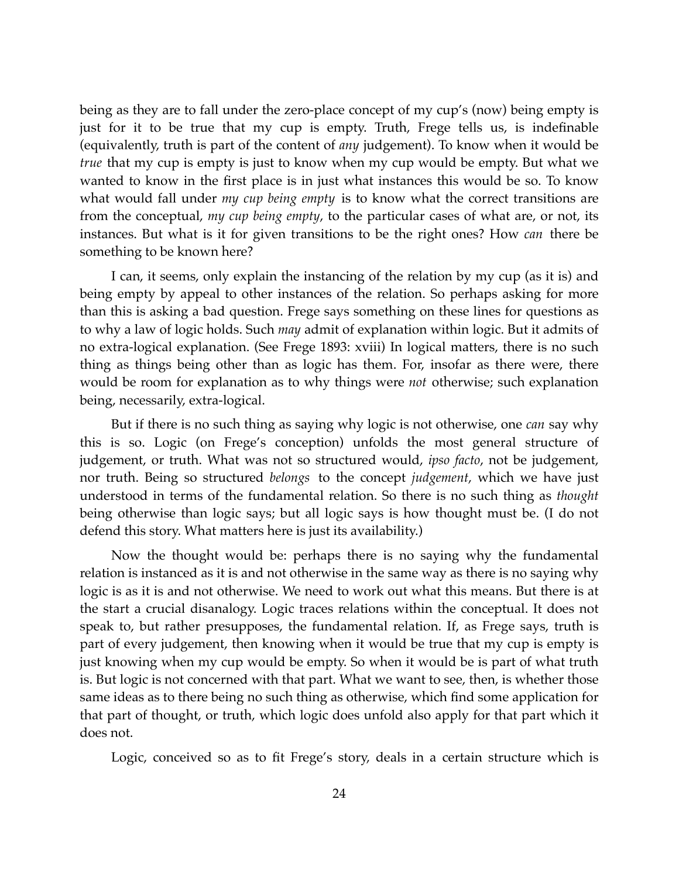being as they are to fall under the zero-place concept of my cup's (now) being empty is just for it to be true that my cup is empty. Truth, Frege tells us, is indefinable (equivalently, truth is part of the content of *any* judgement). To know when it would be *true* that my cup is empty is just to know when my cup would be empty. But what we wanted to know in the first place is in just what instances this would be so. To know what would fall under *my cup being empty* is to know what the correct transitions are from the conceptual, *my cup being empty*, to the particular cases of what are, or not, its instances. But what is it for given transitions to be the right ones? How *can* there be something to be known here?

I can, it seems, only explain the instancing of the relation by my cup (as it is) and being empty by appeal to other instances of the relation. So perhaps asking for more than this is asking a bad question. Frege says something on these lines for questions as to why a law of logic holds. Such *may* admit of explanation within logic. But it admits of no extra-logical explanation. (See Frege 1893: xviii) In logical matters, there is no such thing as things being other than as logic has them. For, insofar as there were, there would be room for explanation as to why things were *not* otherwise; such explanation being, necessarily, extra-logical.

But if there is no such thing as saying why logic is not otherwise, one *can* say why this is so. Logic (on Frege's conception) unfolds the most general structure of judgement, or truth. What was not so structured would, *ipso facto*, not be judgement, nor truth. Being so structured *belongs* to the concept *judgement*, which we have just understood in terms of the fundamental relation. So there is no such thing as *thought* being otherwise than logic says; but all logic says is how thought must be. (I do not defend this story. What matters here is just its availability.)

Now the thought would be: perhaps there is no saying why the fundamental relation is instanced as it is and not otherwise in the same way as there is no saying why logic is as it is and not otherwise. We need to work out what this means. But there is at the start a crucial disanalogy. Logic traces relations within the conceptual. It does not speak to, but rather presupposes, the fundamental relation. If, as Frege says, truth is part of every judgement, then knowing when it would be true that my cup is empty is just knowing when my cup would be empty. So when it would be is part of what truth is. But logic is not concerned with that part. What we want to see, then, is whether those same ideas as to there being no such thing as otherwise, which find some application for that part of thought, or truth, which logic does unfold also apply for that part which it does not.

Logic, conceived so as to fit Frege's story, deals in a certain structure which is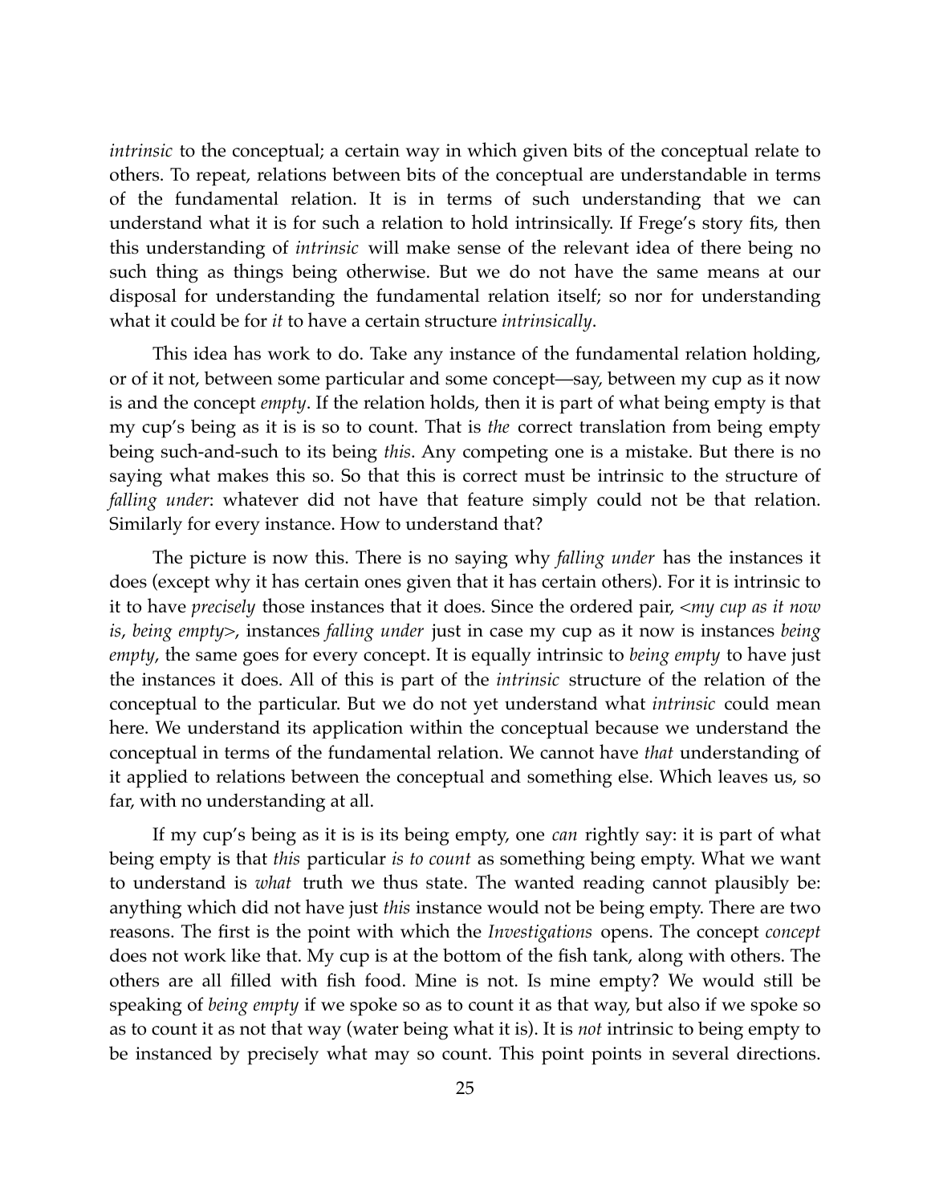*intrinsic* to the conceptual; a certain way in which given bits of the conceptual relate to others. To repeat, relations between bits of the conceptual are understandable in terms of the fundamental relation. It is in terms of such understanding that we can understand what it is for such a relation to hold intrinsically. If Frege's story fits, then this understanding of *intrinsic* will make sense of the relevant idea of there being no such thing as things being otherwise. But we do not have the same means at our disposal for understanding the fundamental relation itself; so nor for understanding what it could be for *it* to have a certain structure *intrinsically*.

This idea has work to do. Take any instance of the fundamental relation holding, or of it not, between some particular and some concept—say, between my cup as it now is and the concept *empty*. If the relation holds, then it is part of what being empty is that my cup's being as it is is so to count. That is *the* correct translation from being empty being such-and-such to its being *this*. Any competing one is a mistake. But there is no saying what makes this so. So that this is correct must be intrinsic to the structure of *falling under*: whatever did not have that feature simply could not be that relation. Similarly for every instance. How to understand that?

The picture is now this. There is no saying why *falling under* has the instances it does (except why it has certain ones given that it has certain others). For it is intrinsic to it to have *precisely* those instances that it does. Since the ordered pair, <*my cup as it now is*, *being empty*>, instances *falling under* just in case my cup as it now is instances *being empty*, the same goes for every concept. It is equally intrinsic to *being empty* to have just the instances it does. All of this is part of the *intrinsic* structure of the relation of the conceptual to the particular. But we do not yet understand what *intrinsic* could mean here. We understand its application within the conceptual because we understand the conceptual in terms of the fundamental relation. We cannot have *that* understanding of it applied to relations between the conceptual and something else. Which leaves us, so far, with no understanding at all.

If my cup's being as it is is its being empty, one *can* rightly say: it is part of what being empty is that *this* particular *is to count* as something being empty. What we want to understand is *what* truth we thus state. The wanted reading cannot plausibly be: anything which did not have just *this* instance would not be being empty. There are two reasons. The first is the point with which the *Investigations* opens. The concept *concept* does not work like that. My cup is at the bottom of the fish tank, along with others. The others are all filled with fish food. Mine is not. Is mine empty? We would still be speaking of *being empty* if we spoke so as to count it as that way, but also if we spoke so as to count it as not that way (water being what it is). It is *not* intrinsic to being empty to be instanced by precisely what may so count. This point points in several directions.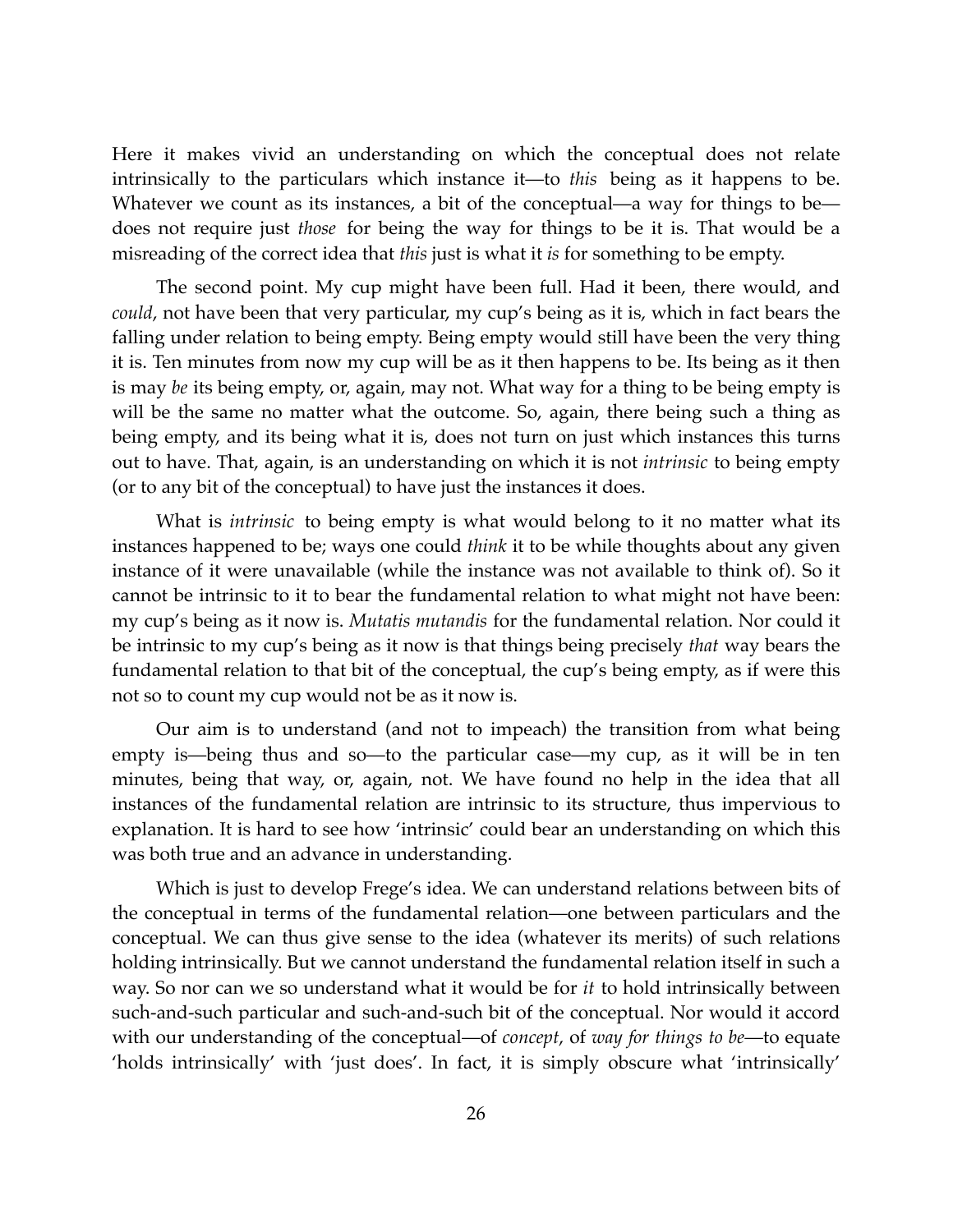Here it makes vivid an understanding on which the conceptual does not relate intrinsically to the particulars which instance it—to *this* being as it happens to be. Whatever we count as its instances, a bit of the conceptual—a way for things to be—does not require just *those* for being the way for things to be it is. That would be a misreading of the correct idea that *this* just is what it *is* for something to be empty.

The second point. My cup might have been full. Had it been, there would, and *could*, not have been that very particular, my cup's being as it is, which in fact bears the falling under relation to being empty. Being empty would still have been the very thing it is. Ten minutes from now my cup will be as it then happens to be. Its being as it then is may *be* its being empty, or, again, may not. What way for a thing to be being empty is will be the same no matter what the outcome. So, again, there being such a thing as being empty, and its being what it is, does not turn on just which instances this turns out to have. That, again, is an understanding on which it is not *intrinsic* to being empty (or to any bit of the conceptual) to have just the instances it does.

What is *intrinsic* to being empty is what would belong to it no matter what its instances happened to be; ways one could *think* it to be while thoughts about any given instance of it were unavailable (while the instance was not available to think of). So it cannot be intrinsic to it to bear the fundamental relation to what might not have been: my cup's being as it now is. *Mutatis mutandis* for the fundamental relation. Nor could it be intrinsic to my cup's being as it now is that things being precisely *that* way bears the fundamental relation to that bit of the conceptual, the cup's being empty, as if were this not so to count my cup would not be as it now is.

Our aim is to understand (and not to impeach) the transition from what being empty is—being thus and so—to the particular case—my cup, as it will be in ten minutes, being that way, or, again, not. We have found no help in the idea that all instances of the fundamental relation are intrinsic to its structure, thus impervious to explanation. It is hard to see how 'intrinsic' could bear an understanding on which this was both true and an advance in understanding.

Which is just to develop Frege's idea. We can understand relations between bits of the conceptual in terms of the fundamental relation—one between particulars and the conceptual. We can thus give sense to the idea (whatever its merits) of such relations holding intrinsically. But we cannot understand the fundamental relation itself in such a way. So nor can we so understand what it would be for *it* to hold intrinsically between such-and-such particular and such-and-such bit of the conceptual. Nor would it accord with our understanding of the conceptual—of *concept*, of *way for things to be*—to equate 'holds intrinsically' with 'just does'. In fact, it is simply obscure what 'intrinsically'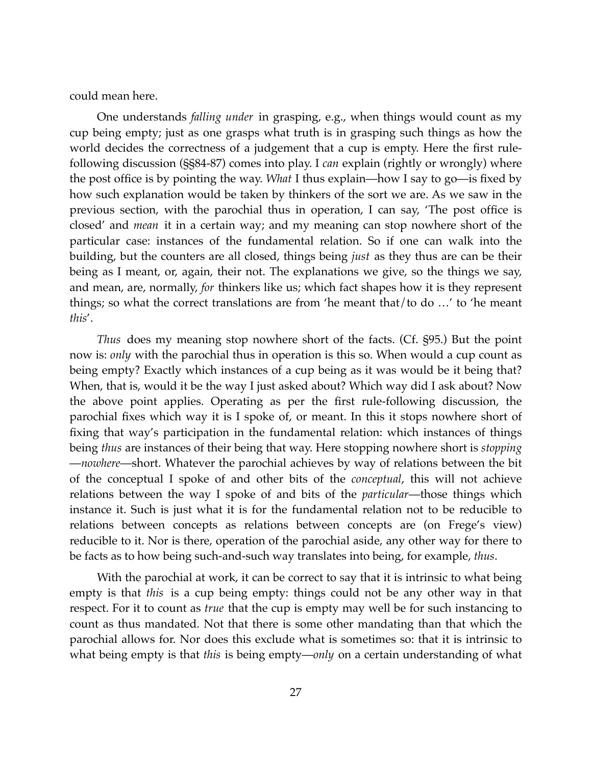could mean here.

One understands *falling under* in grasping, e.g., when things would count as my cup being empty; just as one grasps what truth is in grasping such things as how the world decides the correctness of a judgement that a cup is empty. Here the first rule-following discussion (§§84-87) comes into play. I *can* explain (rightly or wrongly) where the post office is by pointing the way. *What* I thus explain—how I say to go—is fixed by how such explanation would be taken by thinkers of the sort we are. As we saw in the previous section, with the parochial thus in operation, I can say, 'The post office is closed' and *mean* it in a certain way; and my meaning can stop nowhere short of the particular case: instances of the fundamental relation. So if one can walk into the building, but the counters are all closed, things being *just* as they thus are can be their being as I meant, or, again, their not. The explanations we give, so the things we say, and mean, are, normally, *for* thinkers like us; which fact shapes how it is they represent things; so what the correct translations are from 'he meant that/to do …' to 'he meant *this*'.

*Thus* does my meaning stop nowhere short of the facts. (Cf. §95.) But the point now is: *only* with the parochial thus in operation is this so. When would a cup count as being empty? Exactly which instances of a cup being as it was would be it being that? When, that is, would it be the way I just asked about? Which way did I ask about? Now the above point applies. Operating as per the first rule-following discussion, the parochial fixes which way it is I spoke of, or meant. In this it stops nowhere short of fixing that way's participation in the fundamental relation: which instances of things being *thus* are instances of their being that way. Here stopping nowhere short is *stopping*—*nowhere*—short. Whatever the parochial achieves by way of relations between the bit of the conceptual I spoke of and other bits of the *conceptual*, this will not achieve relations between the way I spoke of and bits of the *particular*—those things which instance it. Such is just what it is for the fundamental relation not to be reducible to relations between concepts as relations between concepts are (on Frege's view) reducible to it. Nor is there, operation of the parochial aside, any other way for there to be facts as to how being such-and-such way translates into being, for example, *thus*.

With the parochial at work, it can be correct to say that it is intrinsic to what being empty is that *this* is a cup being empty: things could not be any other way in that respect. For it to count as *true* that the cup is empty may well be for such instancing to count as thus mandated. Not that there is some other mandating than that which the parochial allows for. Nor does this exclude what is sometimes so: that it is intrinsic to what being empty is that *this* is being empty—*only* on a certain understanding of what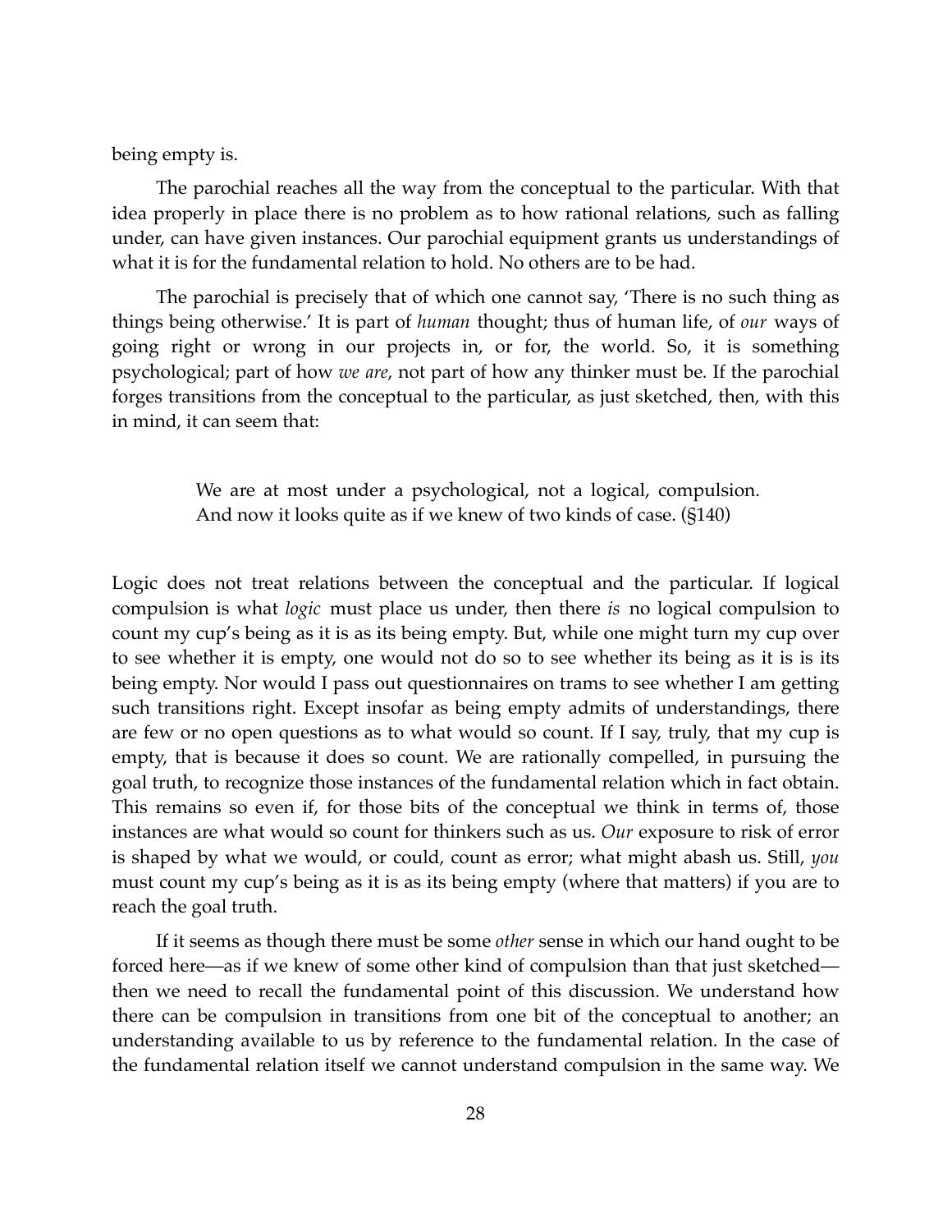being empty is.

The parochial reaches all the way from the conceptual to the particular. With that idea properly in place there is no problem as to how rational relations, such as falling under, can have given instances. Our parochial equipment grants us understandings of what it is for the fundamental relation to hold. No others are to be had.

The parochial is precisely that of which one cannot say, 'There is no such thing as things being otherwise.' It is part of *human* thought; thus of human life, of *our* ways of going right or wrong in our projects in, or for, the world. So, it is something psychological; part of how *we are*, not part of how any thinker must be. If the parochial forges transitions from the conceptual to the particular, as just sketched, then, with this in mind, it can seem that:

> We are at most under a psychological, not a logical, compulsion. And now it looks quite as if we knew of two kinds of case. (§140)

Logic does not treat relations between the conceptual and the particular. If logical compulsion is what *logic* must place us under, then there *is* no logical compulsion to count my cup's being as it is as its being empty. But, while one might turn my cup over to see whether it is empty, one would not do so to see whether its being as it is is its being empty. Nor would I pass out questionnaires on trams to see whether I am getting such transitions right. Except insofar as being empty admits of understandings, there are few or no open questions as to what would so count. If I say, truly, that my cup is empty, that is because it does so count. We are rationally compelled, in pursuing the goal truth, to recognize those instances of the fundamental relation which in fact obtain. This remains so even if, for those bits of the conceptual we think in terms of, those instances are what would so count for thinkers such as us. *Our* exposure to risk of error is shaped by what we would, or could, count as error; what might abash us. Still, *you* must count my cup's being as it is as its being empty (where that matters) if you are to reach the goal truth.

If it seems as though there must be some *other* sense in which our hand ought to be forced here—as if we knew of some other kind of compulsion than that just sketched—then we need to recall the fundamental point of this discussion. We understand how there can be compulsion in transitions from one bit of the conceptual to another; an understanding available to us by reference to the fundamental relation. In the case of the fundamental relation itself we cannot understand compulsion in the same way. We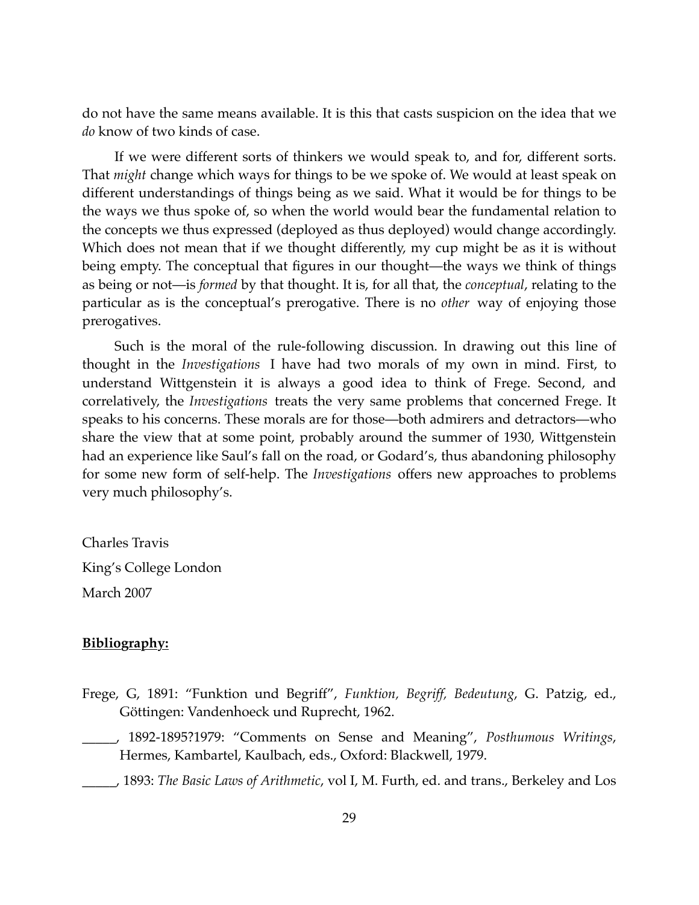do not have the same means available. It is this that casts suspicion on the idea that we *do* know of two kinds of case.

If we were different sorts of thinkers we would speak to, and for, different sorts. That *might* change which ways for things to be we spoke of. We would at least speak on different understandings of things being as we said. What it would be for things to be the ways we thus spoke of, so when the world would bear the fundamental relation to the concepts we thus expressed (deployed as thus deployed) would change accordingly. Which does not mean that if we thought differently, my cup might be as it is without being empty. The conceptual that figures in our thought—the ways we think of things as being or not—is *formed* by that thought. It is, for all that, the *conceptual*, relating to the particular as is the conceptual's prerogative. There is no *other* way of enjoying those prerogatives.

Such is the moral of the rule-following discussion. In drawing out this line of thought in the *Investigations* I have had two morals of my own in mind. First, to understand Wittgenstein it is always a good idea to think of Frege. Second, and correlatively, the *Investigations* treats the very same problems that concerned Frege. It speaks to his concerns. These morals are for those—both admirers and detractors—who share the view that at some point, probably around the summer of 1930, Wittgenstein had an experience like Saul's fall on the road, or Godard's, thus abandoning philosophy for some new form of self-help. The *Investigations* offers new approaches to problems very much philosophy's.

Charles Travis

King's College London

March 2007

**Bibliography:**

Frege, G, 1891: "Funktion und Begriff", *Funktion, Begriff, Bedeutung*, G. Patzig, ed., Göttingen: Vandenhoeck und Ruprecht, 1962.

_____, 1892-1895?1979: "Comments on Sense and Meaning", *Posthumous Writings*, Hermes, Kambartel, Kaulbach, eds., Oxford: Blackwell, 1979.

_____, 1893: *The Basic Laws of Arithmetic*, vol I, M. Furth, ed. and trans., Berkeley and Los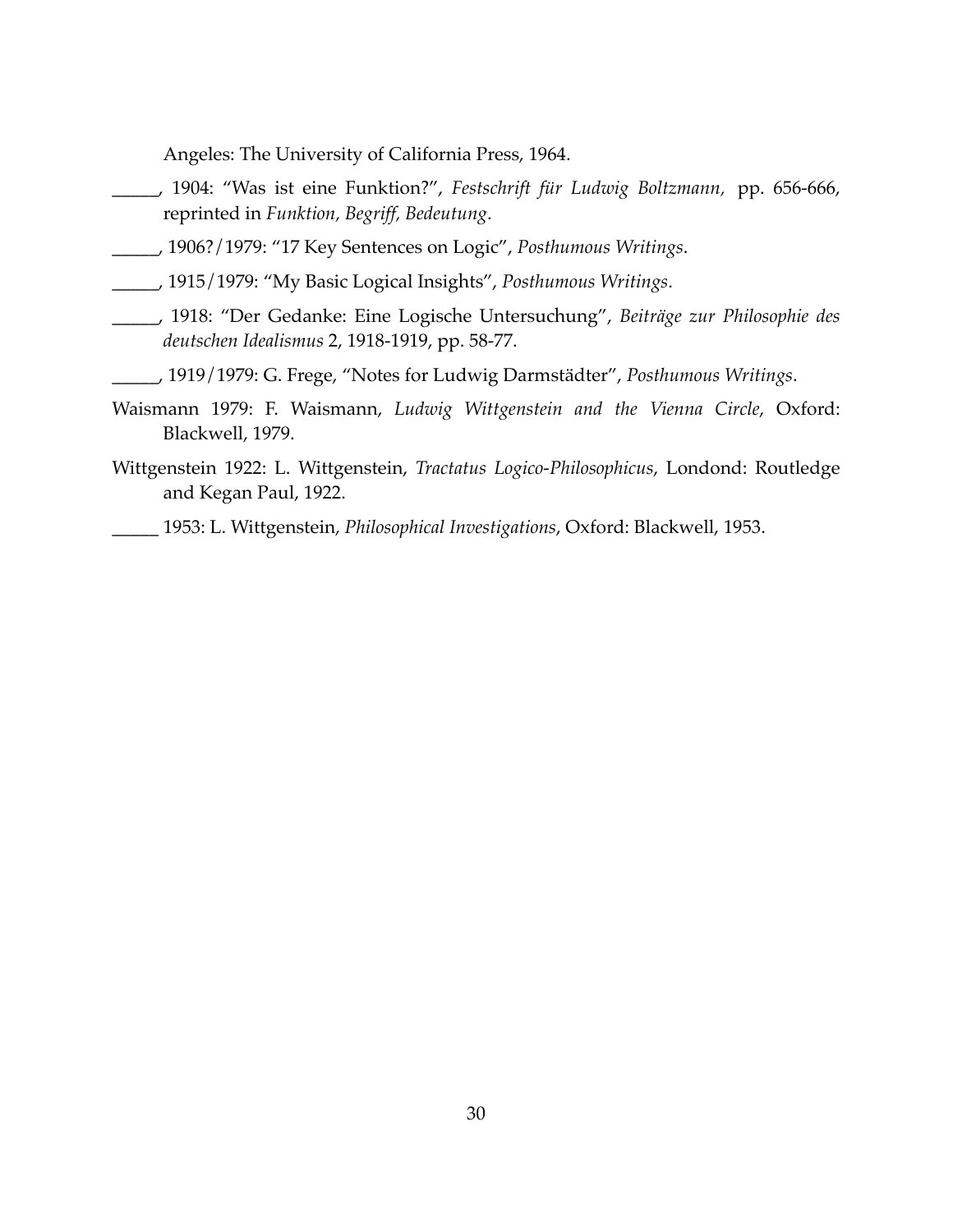Angeles: The University of California Press, 1964.

_____, 1904: "Was ist eine Funktion?", *Festschrift für Ludwig Boltzmann*, pp. 656-666, reprinted in *Funktion, Begriff, Bedeutung*.

_____, 1906?/1979: "17 Key Sentences on Logic", *Posthumous Writings*.

_____, 1915/1979: "My Basic Logical Insights", *Posthumous Writings*.

_____, 1918: "Der Gedanke: Eine Logische Untersuchung", *Beiträge zur Philosophie des deutschen Idealismus* 2, 1918-1919, pp. 58-77.

_____, 1919/1979: G. Frege, "Notes for Ludwig Darmstädter", *Posthumous Writings*.

Waismann 1979: F. Waismann, *Ludwig Wittgenstein and the Vienna Circle*, Oxford: Blackwell, 1979.

Wittgenstein 1922: L. Wittgenstein, *Tractatus Logico-Philosophicus*, Londond: Routledge and Kegan Paul, 1922.

_____ 1953: L. Wittgenstein, *Philosophical Investigations*, Oxford: Blackwell, 1953.